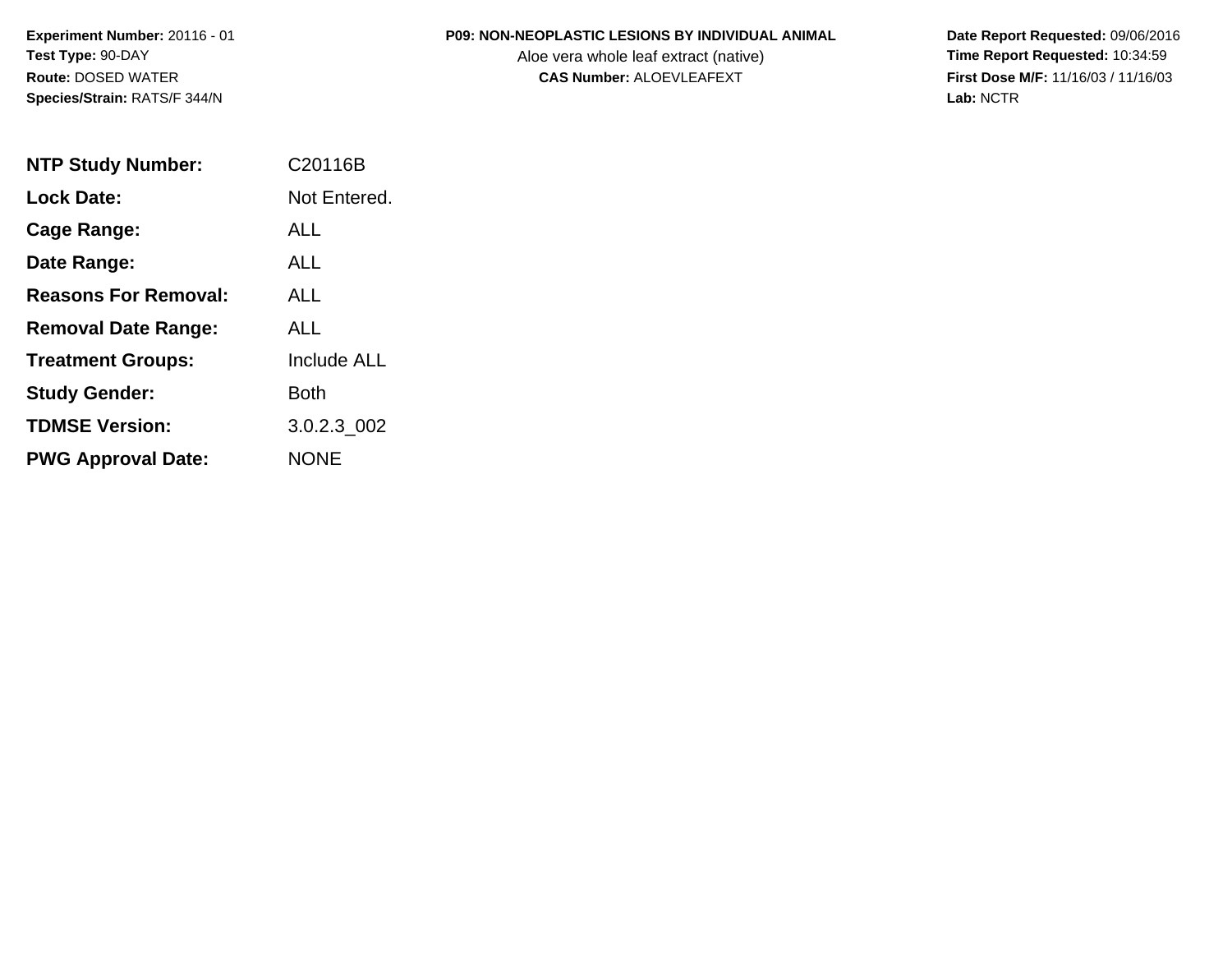**Experiment Number:** 20116 - 01
**Test Type:** 90-DAY
**Route:** DOSED WATER
**Species/Strain:** RATS/F 344/N

**P09: NON-NEOPLASTIC LESIONS BY INDIVIDUAL ANIMAL**
Aloe vera whole leaf extract (native)
**CAS Number:** ALOEVLEAFEXT

**Date Report Requested:** 09/06/2016
**Time Report Requested:** 10:34:59
**First Dose M/F:** 11/16/03 / 11/16/03
**Lab:** NCTR

| | |
|---|---|
| **NTP Study Number:** | C20116B |
| **Lock Date:** | Not Entered. |
| **Cage Range:** | ALL |
| **Date Range:** | ALL |
| **Reasons For Removal:** | ALL |
| **Removal Date Range:** | ALL |
| **Treatment Groups:** | Include ALL |
| **Study Gender:** | Both |
| **TDMSE Version:** | 3.0.2.3_002 |
| **PWG Approval Date:** | NONE |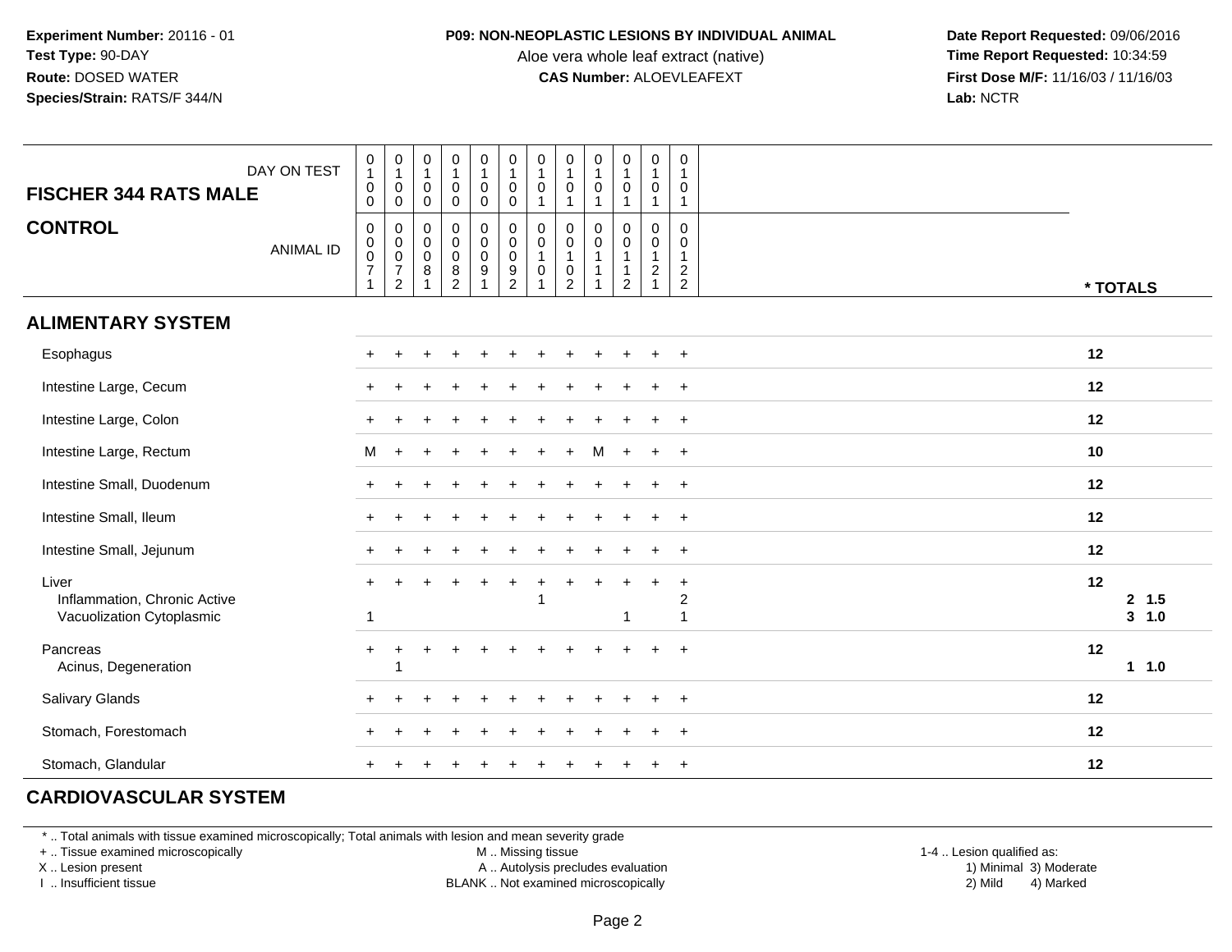**Experiment Number:** 20116 - 01
**Test Type:** 90-DAY
**Route:** DOSED WATER
**Species/Strain:** RATS/F 344/N

**P09: NON-NEOPLASTIC LESIONS BY INDIVIDUAL ANIMAL**
Aloe vera whole leaf extract (native)
**CAS Number:** ALOEVLEAFEXT

**Date Report Requested:** 09/06/2016
**Time Report Requested:** 10:34:59
**First Dose M/F:** 11/16/03 / 11/16/03
**Lab:** NCTR

| FISCHER 344 RATS MALE — DAY ON TEST | 0100 | 0100 | 0100 | 0100 | 0100 | 0100 | 0101 | 0101 | 0101 | 0101 | 0101 | 0101 | |
|---|---|---|---|---|---|---|---|---|---|---|---|---|---|
| **CONTROL** — ANIMAL ID | 00071 | 00072 | 00081 | 00082 | 00091 | 00092 | 00101 | 00102 | 00111 | 00112 | 00121 | 00122 | * TOTALS |
| **ALIMENTARY SYSTEM** | | | | | | | | | | | | | |
| Esophagus | + | + | + | + | + | + | + | + | + | + | + | + | 12 |
| Intestine Large, Cecum | + | + | + | + | + | + | + | + | + | + | + | + | 12 |
| Intestine Large, Colon | + | + | + | + | + | + | + | + | + | + | + | + | 12 |
| Intestine Large, Rectum | M | + | + | + | + | + | + | + | M | + | + | + | 10 |
| Intestine Small, Duodenum | + | + | + | + | + | + | + | + | + | + | + | + | 12 |
| Intestine Small, Ileum | + | + | + | + | + | + | + | + | + | + | + | + | 12 |
| Intestine Small, Jejunum | + | + | + | + | + | + | + | + | + | + | + | + | 12 |
| Liver | + | + | + | + | + | + | + | + | + | + | + | + | 12 |
| Inflammation, Chronic Active | | | | | | | 1 | | | | | 2 | 2 1.5 |
| Vacuolization Cytoplasmic | 1 | | | | | | | | | 1 | | 1 | 3 1.0 |
| Pancreas | + | + | + | + | + | + | + | + | + | + | + | + | 12 |
| Acinus, Degeneration | | 1 | | | | | | | | | | | 1 1.0 |
| Salivary Glands | + | + | + | + | + | + | + | + | + | + | + | + | 12 |
| Stomach, Forestomach | + | + | + | + | + | + | + | + | + | + | + | + | 12 |
| Stomach, Glandular | + | + | + | + | + | + | + | + | + | + | + | + | 12 |
| **CARDIOVASCULAR SYSTEM** | | | | | | | | | | | | | |

\* .. Total animals with tissue examined microscopically; Total animals with lesion and mean severity grade
\+ .. Tissue examined microscopically
X .. Lesion present
I .. Insufficient tissue
M .. Missing tissue
A .. Autolysis precludes evaluation
BLANK .. Not examined microscopically
1-4 .. Lesion qualified as: 1) Minimal 2) Mild 3) Moderate 4) Marked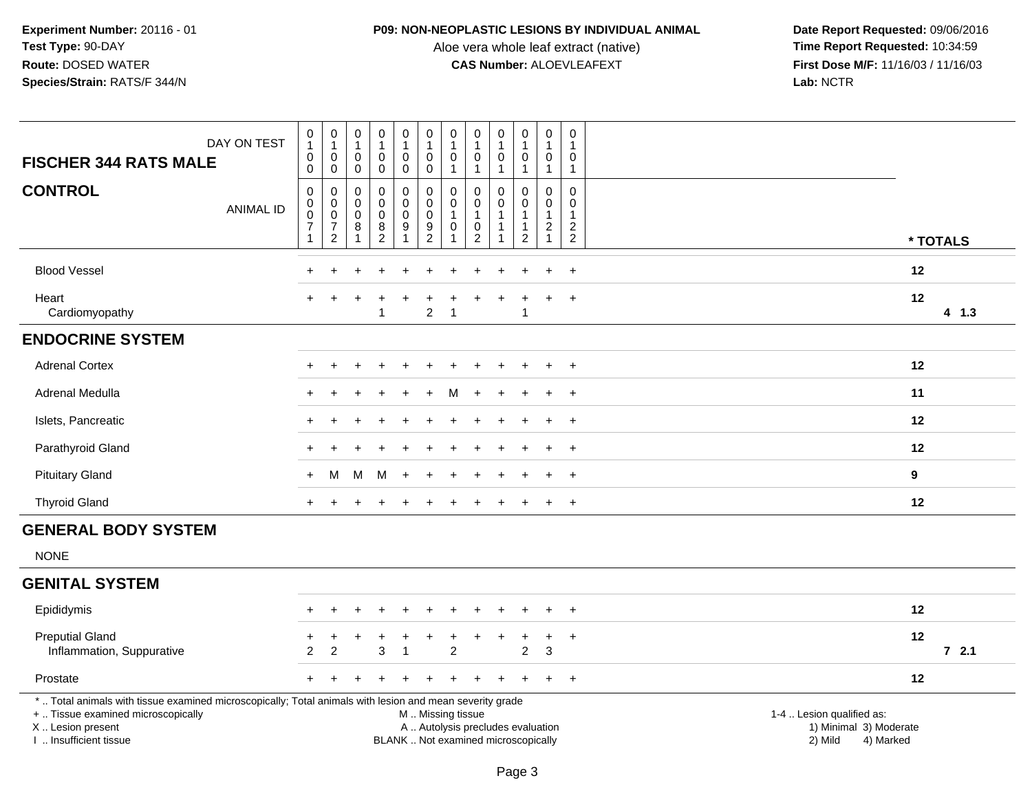**Experiment Number:** 20116 - 01
**Test Type:** 90-DAY
**Route:** DOSED WATER
**Species/Strain:** RATS/F 344/N

**P09: NON-NEOPLASTIC LESIONS BY INDIVIDUAL ANIMAL**
Aloe vera whole leaf extract (native)
**CAS Number:** ALOEVLEAFEXT

**Date Report Requested:** 09/06/2016
**Time Report Requested:** 10:34:59
**First Dose M/F:** 11/16/03 / 11/16/03
**Lab:** NCTR

| FISCHER 344 RATS MALE — DAY ON TEST | 0100 | 0100 | 0100 | 0100 | 0100 | 0100 | 0101 | 0101 | 0101 | 0101 | 0101 | 0101 | |
|---|---|---|---|---|---|---|---|---|---|---|---|---|---|
| **CONTROL** — ANIMAL ID | 00071 | 00072 | 00081 | 00082 | 00091 | 00092 | 00101 | 00102 | 00111 | 00112 | 00121 | 00122 | * TOTALS |
| Blood Vessel | + | + | + | + | + | + | + | + | + | + | + | + | 12 |
| Heart | + | + | + | + | + | + | + | + | + | + | + | + | 12 |
| Cardiomyopathy | | | | 1 | | 2 | 1 | | | 1 | | | 4 1.3 |
| **ENDOCRINE SYSTEM** | | | | | | | | | | | | | |
| Adrenal Cortex | + | + | + | + | + | + | + | + | + | + | + | + | 12 |
| Adrenal Medulla | + | + | + | + | + | + | M | + | + | + | + | + | 11 |
| Islets, Pancreatic | + | + | + | + | + | + | + | + | + | + | + | + | 12 |
| Parathyroid Gland | + | + | + | + | + | + | + | + | + | + | + | + | 12 |
| Pituitary Gland | + | M | M | M | + | + | + | + | + | + | + | + | 9 |
| Thyroid Gland | + | + | + | + | + | + | + | + | + | + | + | + | 12 |
| **GENERAL BODY SYSTEM** | | | | | | | | | | | | | |
| NONE | | | | | | | | | | | | | |
| **GENITAL SYSTEM** | | | | | | | | | | | | | |
| Epididymis | + | + | + | + | + | + | + | + | + | + | + | + | 12 |
| Preputial Gland | + | + | + | + | + | + | + | + | + | + | + | + | 12 |
| Inflammation, Suppurative | 2 | 2 | | 3 | 1 | | 2 | | | 2 | 3 | | 7 2.1 |
| Prostate | + | + | + | + | + | + | + | + | + | + | + | + | 12 |

\* .. Total animals with tissue examined microscopically; Total animals with lesion and mean severity grade
\+ .. Tissue examined microscopically
X .. Lesion present
I .. Insufficient tissue

M .. Missing tissue
A .. Autolysis precludes evaluation
BLANK .. Not examined microscopically

1-4 .. Lesion qualified as:
1) Minimal 3) Moderate
2) Mild 4) Marked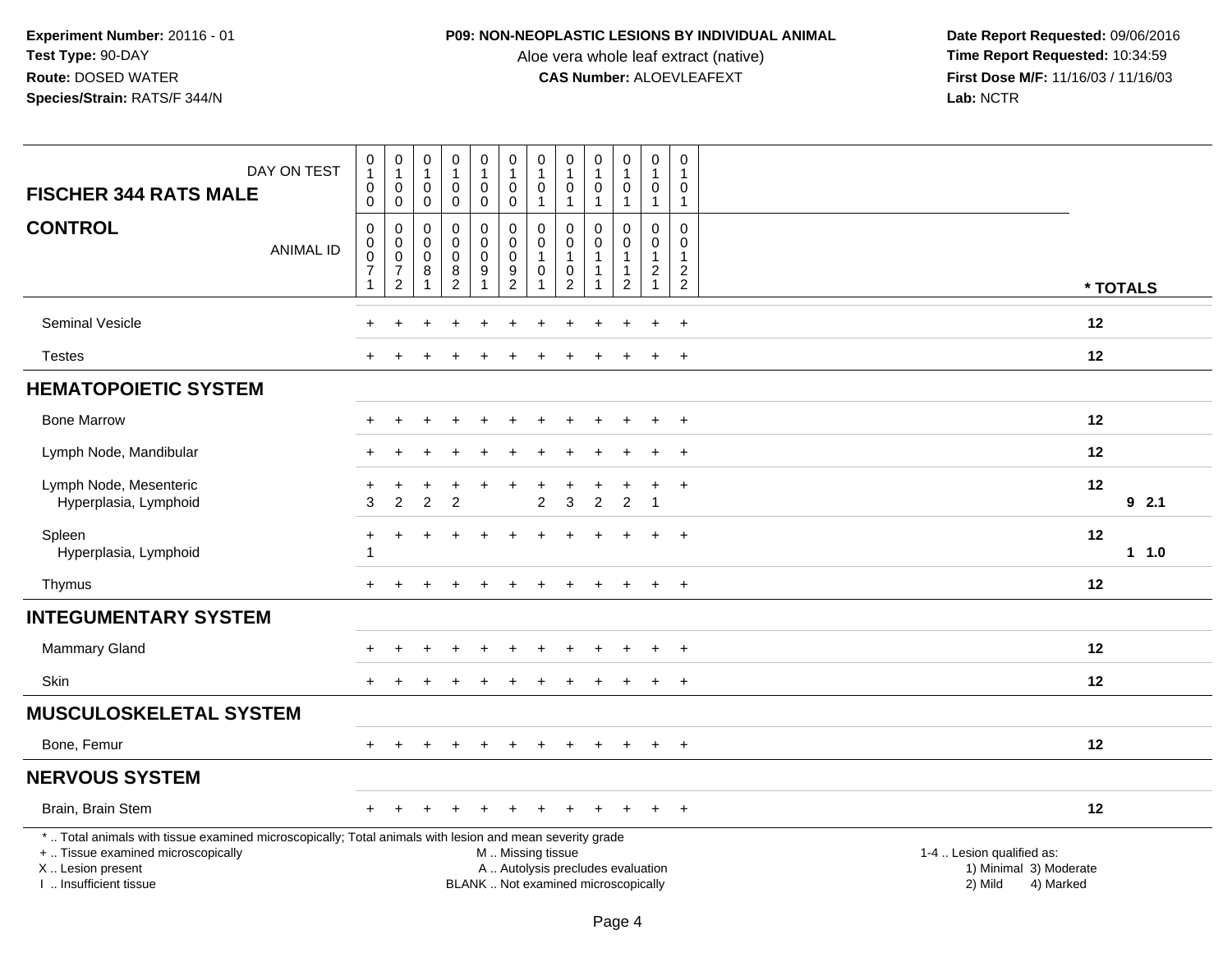**Experiment Number:** 20116 - 01
**Test Type:** 90-DAY
**Route:** DOSED WATER
**Species/Strain:** RATS/F 344/N

**P09: NON-NEOPLASTIC LESIONS BY INDIVIDUAL ANIMAL**
Aloe vera whole leaf extract (native)
**CAS Number:** ALOEVLEAFEXT

**Date Report Requested:** 09/06/2016
**Time Report Requested:** 10:34:59
**First Dose M/F:** 11/16/03 / 11/16/03
**Lab:** NCTR

## FISCHER 344 RATS MALE

## CONTROL

| DAY ON TEST | 0100 | 0100 | 0100 | 0100 | 0100 | 0100 | 0101 | 0101 | 0101 | 0101 | 0101 | 0101 | |
|---|---|---|---|---|---|---|---|---|---|---|---|---|---|
| ANIMAL ID | 00071 | 00072 | 00081 | 00082 | 00091 | 00092 | 00101 | 00102 | 00111 | 00112 | 00121 | 00122 | * TOTALS |
| Seminal Vesicle | + | + | + | + | + | + | + | + | + | + | + | + | 12 |
| Testes | + | + | + | + | + | + | + | + | + | + | + | + | 12 |
| **HEMATOPOIETIC SYSTEM** | | | | | | | | | | | | | |
| Bone Marrow | + | + | + | + | + | + | + | + | + | + | + | + | 12 |
| Lymph Node, Mandibular | + | + | + | + | + | + | + | + | + | + | + | + | 12 |
| Lymph Node, Mesenteric | + | + | + | + | + | + | + | + | + | + | + | + | 12 |
| Hyperplasia, Lymphoid | 3 | 2 | 2 | 2 | | | 2 | 3 | 2 | 2 | 1 | | 9 2.1 |
| Spleen | + | + | + | + | + | + | + | + | + | + | + | + | 12 |
| Hyperplasia, Lymphoid | 1 | | | | | | | | | | | | 1 1.0 |
| Thymus | + | + | + | + | + | + | + | + | + | + | + | + | 12 |
| **INTEGUMENTARY SYSTEM** | | | | | | | | | | | | | |
| Mammary Gland | + | + | + | + | + | + | + | + | + | + | + | + | 12 |
| Skin | + | + | + | + | + | + | + | + | + | + | + | + | 12 |
| **MUSCULOSKELETAL SYSTEM** | | | | | | | | | | | | | |
| Bone, Femur | + | + | + | + | + | + | + | + | + | + | + | + | 12 |
| **NERVOUS SYSTEM** | | | | | | | | | | | | | |
| Brain, Brain Stem | + | + | + | + | + | + | + | + | + | + | + | + | 12 |

* .. Total animals with tissue examined microscopically; Total animals with lesion and mean severity grade
\+ .. Tissue examined microscopically
X .. Lesion present
I .. Insufficient tissue

M .. Missing tissue
A .. Autolysis precludes evaluation
BLANK .. Not examined microscopically

1-4 .. Lesion qualified as:
1) Minimal 3) Moderate
2) Mild 4) Marked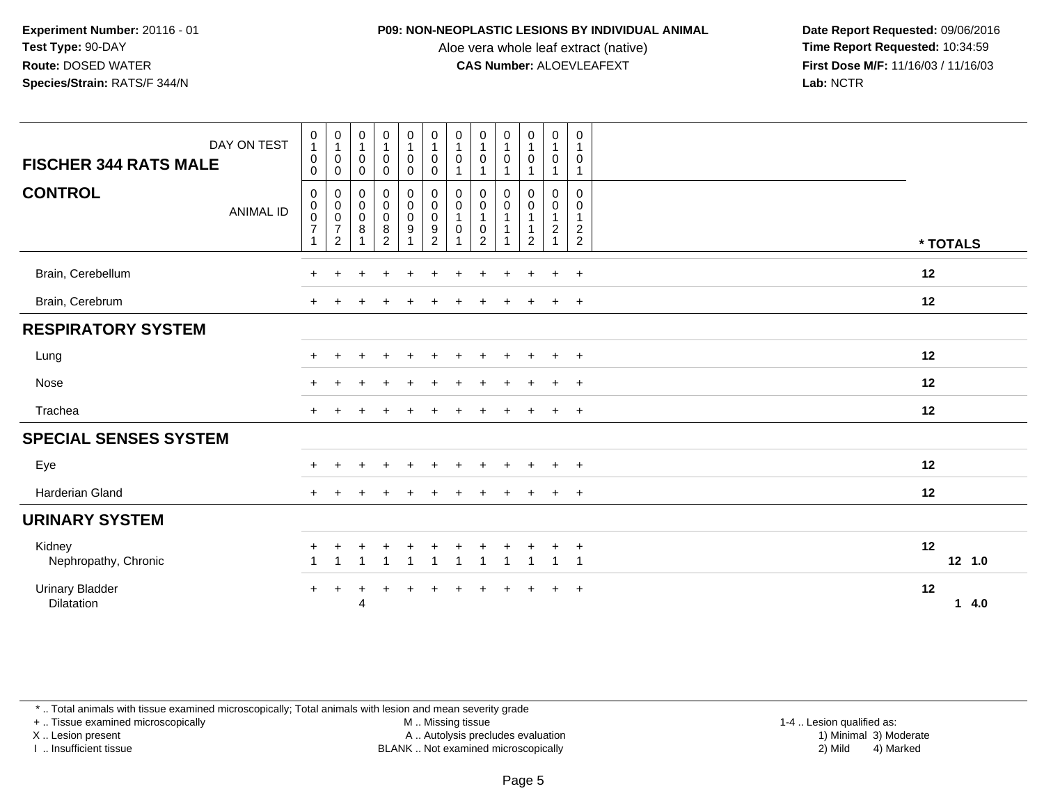**Experiment Number:** 20116 - 01
**Test Type:** 90-DAY
**Route:** DOSED WATER
**Species/Strain:** RATS/F 344/N

**P09: NON-NEOPLASTIC LESIONS BY INDIVIDUAL ANIMAL**
Aloe vera whole leaf extract (native)
**CAS Number:** ALOEVLEAFEXT

**Date Report Requested:** 09/06/2016
**Time Report Requested:** 10:34:59
**First Dose M/F:** 11/16/03 / 11/16/03
**Lab:** NCTR

| FISCHER 344 RATS MALE — DAY ON TEST | 0100 | 0100 | 0100 | 0100 | 0100 | 0100 | 0101 | 0101 | 0101 | 0101 | 0101 | 0101 | |
|---|---|---|---|---|---|---|---|---|---|---|---|---|---|
| **CONTROL** — ANIMAL ID | 00071 | 00072 | 00081 | 00082 | 00091 | 00092 | 00101 | 00102 | 00111 | 00112 | 00121 | 00122 | * TOTALS |
| Brain, Cerebellum | + | + | + | + | + | + | + | + | + | + | + | + | 12 |
| Brain, Cerebrum | + | + | + | + | + | + | + | + | + | + | + | + | 12 |
| **RESPIRATORY SYSTEM** | | | | | | | | | | | | | |
| Lung | + | + | + | + | + | + | + | + | + | + | + | + | 12 |
| Nose | + | + | + | + | + | + | + | + | + | + | + | + | 12 |
| Trachea | + | + | + | + | + | + | + | + | + | + | + | + | 12 |
| **SPECIAL SENSES SYSTEM** | | | | | | | | | | | | | |
| Eye | + | + | + | + | + | + | + | + | + | + | + | + | 12 |
| Harderian Gland | + | + | + | + | + | + | + | + | + | + | + | + | 12 |
| **URINARY SYSTEM** | | | | | | | | | | | | | |
| Kidney | + | + | + | + | + | + | + | + | + | + | + | + | 12 |
| Nephropathy, Chronic | 1 | 1 | 1 | 1 | 1 | 1 | 1 | 1 | 1 | 1 | 1 | 1 | 12 1.0 |
| Urinary Bladder | + | + | + | + | + | + | + | + | + | + | + | + | 12 |
| Dilatation | | | 4 | | | | | | | | | | 1 4.0 |

* .. Total animals with tissue examined microscopically; Total animals with lesion and mean severity grade
+ .. Tissue examined microscopically
X .. Lesion present
I .. Insufficient tissue
M .. Missing tissue
A .. Autolysis precludes evaluation
BLANK .. Not examined microscopically
1-4 .. Lesion qualified as:
1) Minimal 3) Moderate
2) Mild 4) Marked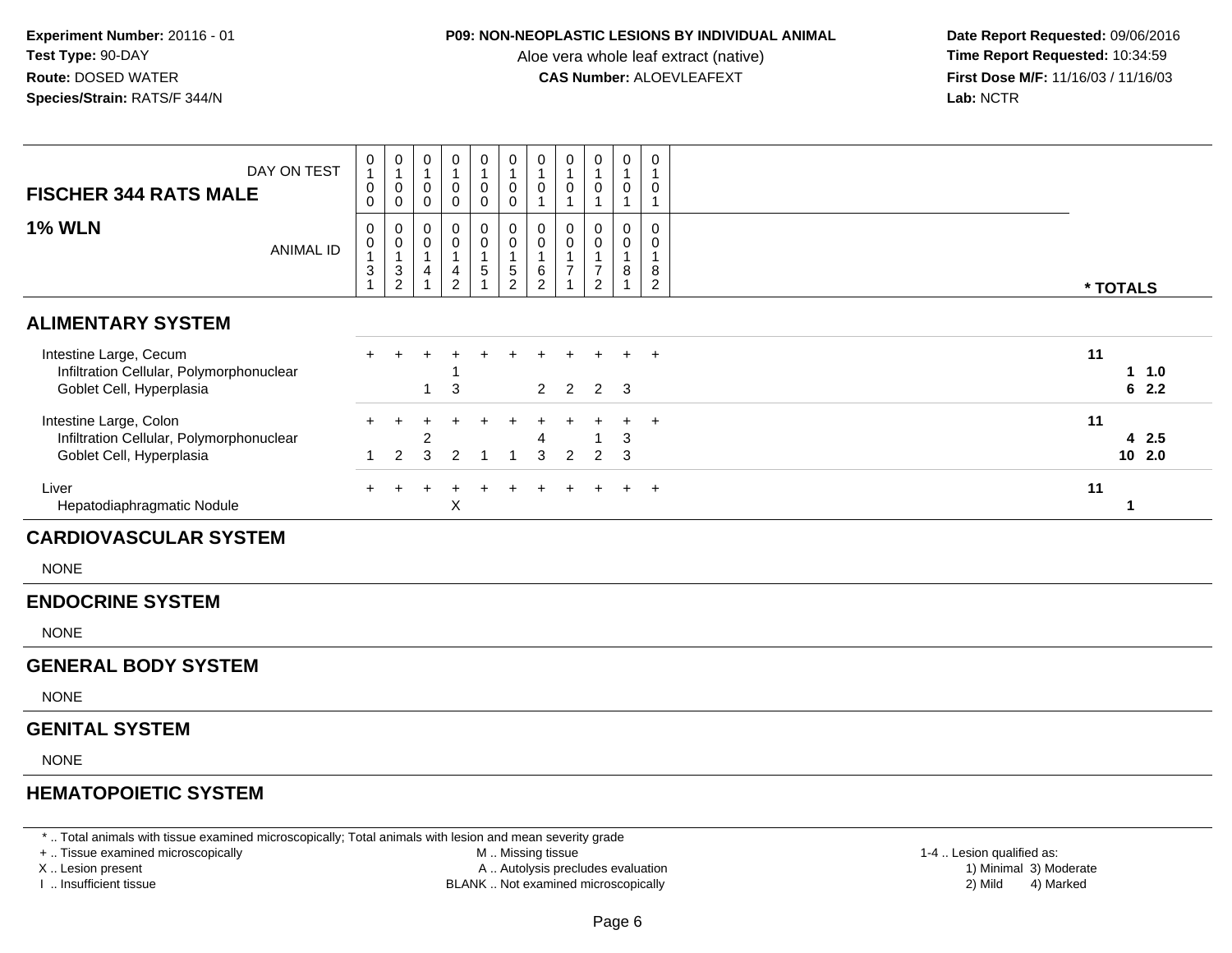**Experiment Number:** 20116 - 01
**Test Type:** 90-DAY
**Route:** DOSED WATER
**Species/Strain:** RATS/F 344/N

**P09: NON-NEOPLASTIC LESIONS BY INDIVIDUAL ANIMAL**
Aloe vera whole leaf extract (native)
**CAS Number:** ALOEVLEAFEXT

**Date Report Requested:** 09/06/2016
**Time Report Requested:** 10:34:59
**First Dose M/F:** 11/16/03 / 11/16/03
**Lab:** NCTR

## FISCHER 344 RATS MALE — 1% WLN

| DAY ON TEST | 0100 | 0100 | 0100 | 0100 | 0100 | 0100 | 0101 | 0101 | 0101 | 0101 | 0101 | * TOTALS |
|---|---|---|---|---|---|---|---|---|---|---|---|---|
| ANIMAL ID | 001131 | 001132 | 001141 | 001142 | 001151 | 001152 | 001162 | 001171 | 001172 | 001181 | 001182 | |
| **ALIMENTARY SYSTEM** | | | | | | | | | | | | |
| Intestine Large, Cecum | + | + | + | + | + | + | + | + | + | + | + | 11 |
| Infiltration Cellular, Polymorphonuclear | | | | 1 | | | | | | | | 1 1.0 |
| Goblet Cell, Hyperplasia | | | 1 | 3 | | | 2 | 2 | 2 | 3 | | 6 2.2 |
| Intestine Large, Colon | + | + | + | + | + | + | + | + | + | + | + | 11 |
| Infiltration Cellular, Polymorphonuclear | | | 2 | | | | 4 | | 1 | 3 | | 4 2.5 |
| Goblet Cell, Hyperplasia | 1 | 2 | 3 | 2 | 1 | 1 | 3 | 2 | 2 | 3 | | 10 2.0 |
| Liver | + | + | + | + | + | + | + | + | + | + | + | 11 |
| Hepatodiaphragmatic Nodule | | | | X | | | | | | | | 1 |

## CARDIOVASCULAR SYSTEM

NONE

## ENDOCRINE SYSTEM

NONE

## GENERAL BODY SYSTEM

NONE

## GENITAL SYSTEM

NONE

## HEMATOPOIETIC SYSTEM

* .. Total animals with tissue examined microscopically; Total animals with lesion and mean severity grade
+ .. Tissue examined microscopically
X .. Lesion present
I .. Insufficient tissue
M .. Missing tissue
A .. Autolysis precludes evaluation
BLANK .. Not examined microscopically
1-4 .. Lesion qualified as: 1) Minimal 2) Mild 3) Moderate 4) Marked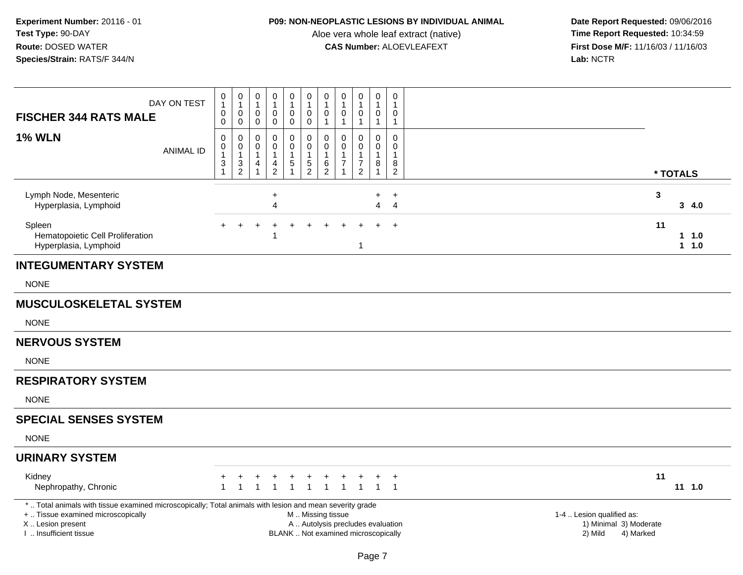**Experiment Number:** 20116 - 01
**Test Type:** 90-DAY
**Route:** DOSED WATER
**Species/Strain:** RATS/F 344/N

**P09: NON-NEOPLASTIC LESIONS BY INDIVIDUAL ANIMAL**
Aloe vera whole leaf extract (native)
**CAS Number:** ALOEVLEAFEXT

**Date Report Requested:** 09/06/2016
**Time Report Requested:** 10:34:59
**First Dose M/F:** 11/16/03 / 11/16/03
**Lab:** NCTR

## FISCHER 344 RATS MALE

## 1% WLN

| DAY ON TEST | 0100 | 0100 | 0100 | 0100 | 0100 | 0100 | 0101 | 0101 | 0101 | 0101 | 0101 | |
|---|---|---|---|---|---|---|---|---|---|---|---|---|
| ANIMAL ID | 00131 | 00132 | 00141 | 00142 | 00151 | 00152 | 00162 | 00171 | 00172 | 00181 | 00182 | * TOTALS |
| Lymph Node, Mesenteric | | | | + | | | | | | + | + | 3 |
| Hyperplasia, Lymphoid | | | | 4 | | | | | | 4 | 4 | 3 4.0 |
| Spleen | + | + | + | + | + | + | + | + | + | + | + | 11 |
| Hematopoietic Cell Proliferation | | | | 1 | | | | | | | | 1 1.0 |
| Hyperplasia, Lymphoid | | | | | | | | | 1 | | | 1 1.0 |

## INTEGUMENTARY SYSTEM

NONE

## MUSCULOSKELETAL SYSTEM

NONE

## NERVOUS SYSTEM

NONE

## RESPIRATORY SYSTEM

NONE

## SPECIAL SENSES SYSTEM

NONE

## URINARY SYSTEM

| | | | | | | | | | | | | |
|---|---|---|---|---|---|---|---|---|---|---|---|---|
| Kidney | + | + | + | + | + | + | + | + | + | + | + | 11 |
| Nephropathy, Chronic | 1 | 1 | 1 | 1 | 1 | 1 | 1 | 1 | 1 | 1 | 1 | 11 1.0 |

\* .. Total animals with tissue examined microscopically; Total animals with lesion and mean severity grade
\+ .. Tissue examined microscopically
X .. Lesion present
I .. Insufficient tissue

M .. Missing tissue
A .. Autolysis precludes evaluation
BLANK .. Not examined microscopically

1-4 .. Lesion qualified as:
1) Minimal 3) Moderate
2) Mild 4) Marked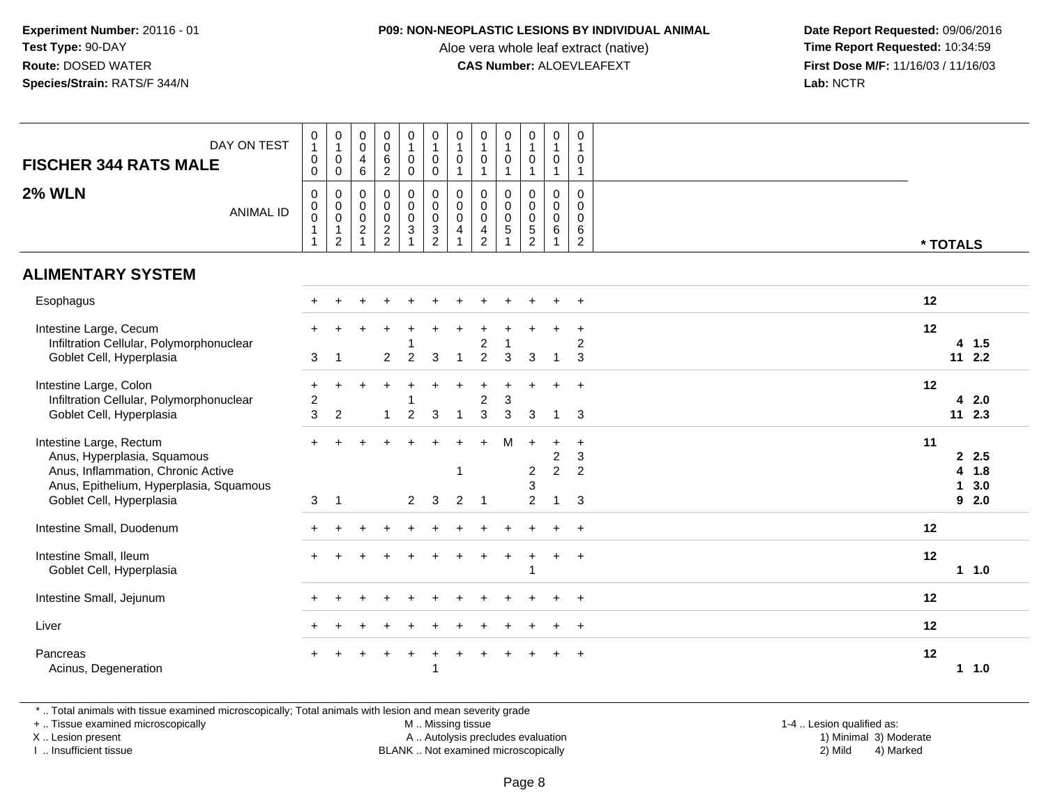**Experiment Number:** 20116 - 01
**Test Type:** 90-DAY
**Route:** DOSED WATER
**Species/Strain:** RATS/F 344/N

**P09: NON-NEOPLASTIC LESIONS BY INDIVIDUAL ANIMAL**
Aloe vera whole leaf extract (native)
**CAS Number:** ALOEVLEAFEXT

**Date Report Requested:** 09/06/2016
**Time Report Requested:** 10:34:59
**First Dose M/F:** 11/16/03 / 11/16/03
**Lab:** NCTR

| FISCHER 344 RATS MALE — DAY ON TEST | 0100 | 0100 | 0046 | 0062 | 0100 | 0100 | 0101 | 0101 | 0101 | 0101 | 0101 | 0101 | |
|---|---|---|---|---|---|---|---|---|---|---|---|---|---|
| **2% WLN** — ANIMAL ID | 00011 | 00012 | 00021 | 00022 | 00031 | 00032 | 00041 | 00042 | 00051 | 00052 | 00061 | 00062 | *** TOTALS** |
| **ALIMENTARY SYSTEM** | | | | | | | | | | | | | |
| Esophagus | + | + | + | + | + | + | + | + | + | + | + | + | 12 |
| Intestine Large, Cecum | + | + | + | + | + | + | + | + | + | + | + | + | 12 |
| Infiltration Cellular, Polymorphonuclear | | | | | 1 | | | 2 | 1 | | | 2 | 4 1.5 |
| Goblet Cell, Hyperplasia | 3 | 1 | | 2 | 2 | 3 | 1 | 2 | 3 | 3 | 1 | 3 | 11 2.2 |
| Intestine Large, Colon | + | + | + | + | + | + | + | + | + | + | + | + | 12 |
| Infiltration Cellular, Polymorphonuclear | 2 | | | | 1 | | | 2 | 3 | | | | 4 2.0 |
| Goblet Cell, Hyperplasia | 3 | 2 | | 1 | 2 | 3 | 1 | 3 | 3 | 3 | 1 | 3 | 11 2.3 |
| Intestine Large, Rectum | + | + | + | + | + | + | + | + | M | + | + | + | 11 |
| Anus, Hyperplasia, Squamous | | | | | | | | | | | 2 | 3 | 2 2.5 |
| Anus, Inflammation, Chronic Active | | | | | | | 1 | | | 2 | 2 | 2 | 4 1.8 |
| Anus, Epithelium, Hyperplasia, Squamous | | | | | | | | | | 3 | | | 1 3.0 |
| Goblet Cell, Hyperplasia | 3 | 1 | | | 2 | 3 | 2 | 1 | | 2 | 1 | 3 | 9 2.0 |
| Intestine Small, Duodenum | + | + | + | + | + | + | + | + | + | + | + | + | 12 |
| Intestine Small, Ileum | + | + | + | + | + | + | + | + | + | + | + | + | 12 |
| Goblet Cell, Hyperplasia | | | | | | | | | | 1 | | | 1 1.0 |
| Intestine Small, Jejunum | + | + | + | + | + | + | + | + | + | + | + | + | 12 |
| Liver | + | + | + | + | + | + | + | + | + | + | + | + | 12 |
| Pancreas | + | + | + | + | + | + | + | + | + | + | + | + | 12 |
| Acinus, Degeneration | | | | | | 1 | | | | | | | 1 1.0 |

* .. Total animals with tissue examined microscopically; Total animals with lesion and mean severity grade
+ .. Tissue examined microscopically
X .. Lesion present
I .. Insufficient tissue

M .. Missing tissue
A .. Autolysis precludes evaluation
BLANK .. Not examined microscopically

1-4 .. Lesion qualified as:
1) Minimal 3) Moderate
2) Mild 4) Marked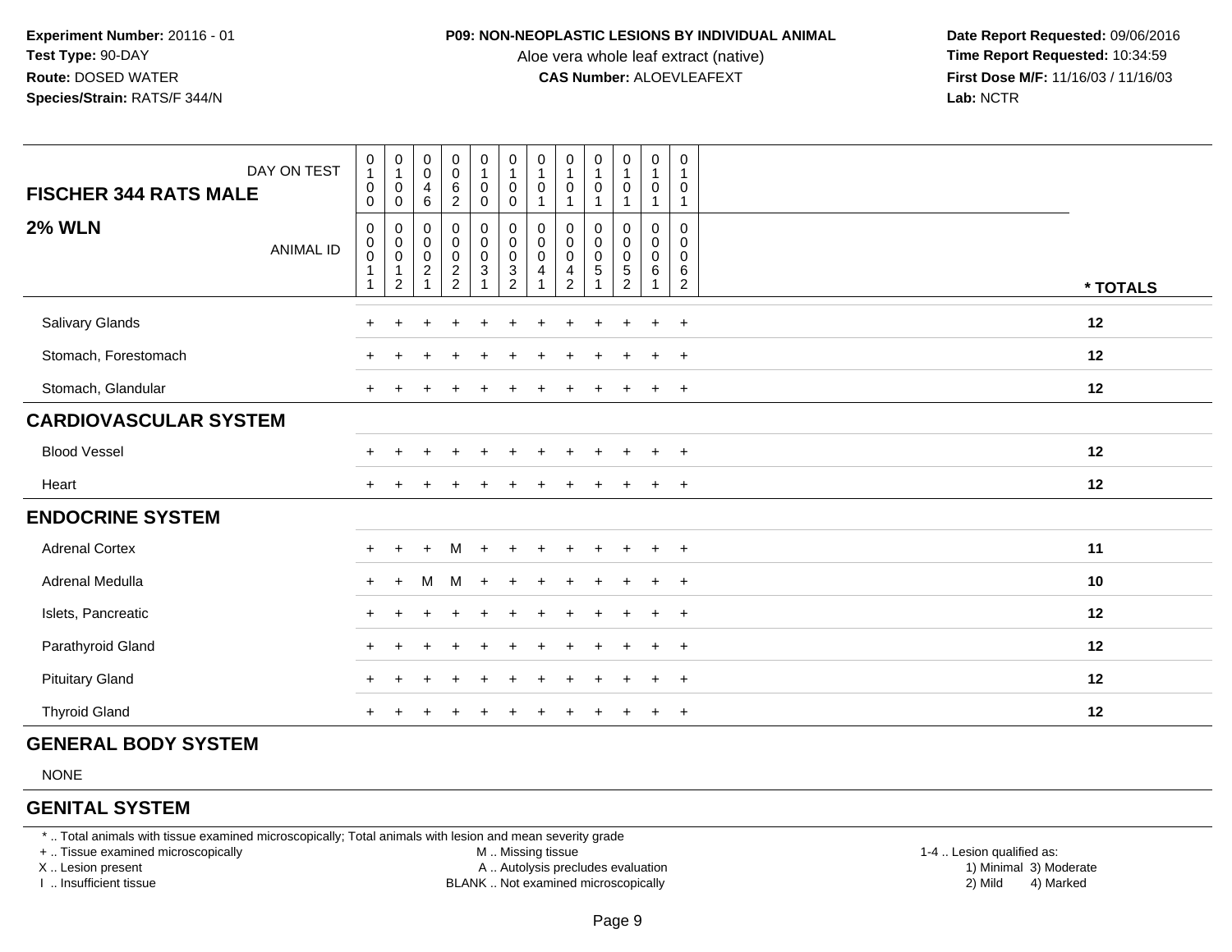**Experiment Number:** 20116 - 01
**Test Type:** 90-DAY
**Route:** DOSED WATER
**Species/Strain:** RATS/F 344/N

**P09: NON-NEOPLASTIC LESIONS BY INDIVIDUAL ANIMAL**
Aloe vera whole leaf extract (native)
**CAS Number:** ALOEVLEAFEXT

**Date Report Requested:** 09/06/2016
**Time Report Requested:** 10:34:59
**First Dose M/F:** 11/16/03 / 11/16/03
**Lab:** NCTR

| FISCHER 344 RATS MALE — DAY ON TEST | 0100 | 0100 | 0046 | 0062 | 0100 | 0100 | 0101 | 0101 | 0101 | 0101 | 0101 | 0101 | |
|---|---|---|---|---|---|---|---|---|---|---|---|---|---|
| **2% WLN** — ANIMAL ID | 00011 | 00012 | 00021 | 00022 | 00031 | 00032 | 00041 | 00042 | 00051 | 00052 | 00061 | 00062 | * TOTALS |
| Salivary Glands | + | + | + | + | + | + | + | + | + | + | + | + | 12 |
| Stomach, Forestomach | + | + | + | + | + | + | + | + | + | + | + | + | 12 |
| Stomach, Glandular | + | + | + | + | + | + | + | + | + | + | + | + | 12 |
| **CARDIOVASCULAR SYSTEM** | | | | | | | | | | | | | |
| Blood Vessel | + | + | + | + | + | + | + | + | + | + | + | + | 12 |
| Heart | + | + | + | + | + | + | + | + | + | + | + | + | 12 |
| **ENDOCRINE SYSTEM** | | | | | | | | | | | | | |
| Adrenal Cortex | + | + | + | M | + | + | + | + | + | + | + | + | 11 |
| Adrenal Medulla | + | + | M | M | + | + | + | + | + | + | + | + | 10 |
| Islets, Pancreatic | + | + | + | + | + | + | + | + | + | + | + | + | 12 |
| Parathyroid Gland | + | + | + | + | + | + | + | + | + | + | + | + | 12 |
| Pituitary Gland | + | + | + | + | + | + | + | + | + | + | + | + | 12 |
| Thyroid Gland | + | + | + | + | + | + | + | + | + | + | + | + | 12 |
| **GENERAL BODY SYSTEM** | | | | | | | | | | | | | |
| NONE | | | | | | | | | | | | | |
| **GENITAL SYSTEM** | | | | | | | | | | | | | |

* .. Total animals with tissue examined microscopically; Total animals with lesion and mean severity grade
+ .. Tissue examined microscopically
X .. Lesion present
I .. Insufficient tissue

M .. Missing tissue
A .. Autolysis precludes evaluation
BLANK .. Not examined microscopically

1-4 .. Lesion qualified as:
1) Minimal 3) Moderate
2) Mild 4) Marked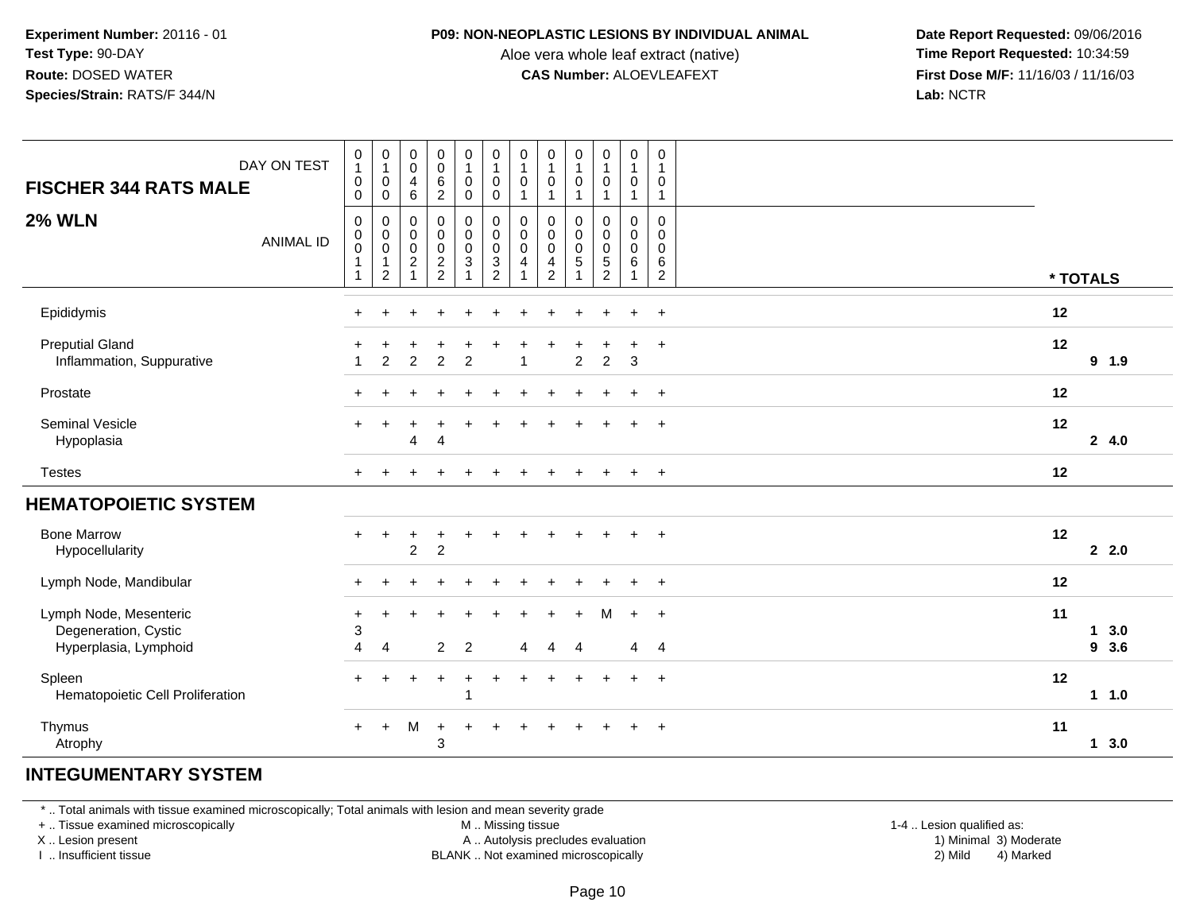**Experiment Number:** 20116 - 01
**Test Type:** 90-DAY
**Route:** DOSED WATER
**Species/Strain:** RATS/F 344/N

**P09: NON-NEOPLASTIC LESIONS BY INDIVIDUAL ANIMAL**
Aloe vera whole leaf extract (native)
**CAS Number:** ALOEVLEAFEXT

**Date Report Requested:** 09/06/2016
**Time Report Requested:** 10:34:59
**First Dose M/F:** 11/16/03 / 11/16/03
**Lab:** NCTR

| FISCHER 344 RATS MALE — DAY ON TEST | 0100 | 0100 | 0046 | 0062 | 0100 | 0100 | 0101 | 0101 | 0101 | 0101 | 0101 | 0101 | |
|---|---|---|---|---|---|---|---|---|---|---|---|---|---|
| **2% WLN** — ANIMAL ID | 00011 | 00012 | 00021 | 00022 | 00031 | 00032 | 00041 | 00042 | 00051 | 00052 | 00061 | 00062 | * TOTALS |
| Epididymis | + | + | + | + | + | + | + | + | + | + | + | + | 12 |
| Preputial Gland | + | + | + | + | + | + | + | + | + | + | + | + | 12 |
| Inflammation, Suppurative | 1 | 2 | 2 | 2 | 2 | | 1 | | 2 | 2 | 3 | | 9 1.9 |
| Prostate | + | + | + | + | + | + | + | + | + | + | + | + | 12 |
| Seminal Vesicle | + | + | + | + | + | + | + | + | + | + | + | + | 12 |
| Hypoplasia | | | 4 | 4 | | | | | | | | | 2 4.0 |
| Testes | + | + | + | + | + | + | + | + | + | + | + | + | 12 |
| **HEMATOPOIETIC SYSTEM** | | | | | | | | | | | | | |
| Bone Marrow | + | + | + | + | + | + | + | + | + | + | + | + | 12 |
| Hypocellularity | | | 2 | 2 | | | | | | | | | 2 2.0 |
| Lymph Node, Mandibular | + | + | + | + | + | + | + | + | + | + | + | + | 12 |
| Lymph Node, Mesenteric | + | + | + | + | + | + | + | + | + | M | + | + | 11 |
| Degeneration, Cystic | 3 | | | | | | | | | | | | 1 3.0 |
| Hyperplasia, Lymphoid | 4 | 4 | | 2 | 2 | | 4 | 4 | 4 | | 4 | 4 | 9 3.6 |
| Spleen | + | + | + | + | + | + | + | + | + | + | + | + | 12 |
| Hematopoietic Cell Proliferation | | | | | 1 | | | | | | | | 1 1.0 |
| Thymus | + | + | M | + | + | + | + | + | + | + | + | + | 11 |
| Atrophy | | | | 3 | | | | | | | | | 1 3.0 |

**INTEGUMENTARY SYSTEM**

* .. Total animals with tissue examined microscopically; Total animals with lesion and mean severity grade
+ .. Tissue examined microscopically
X .. Lesion present
I .. Insufficient tissue

M .. Missing tissue
A .. Autolysis precludes evaluation
BLANK .. Not examined microscopically

1-4 .. Lesion qualified as:
1) Minimal 3) Moderate
2) Mild 4) Marked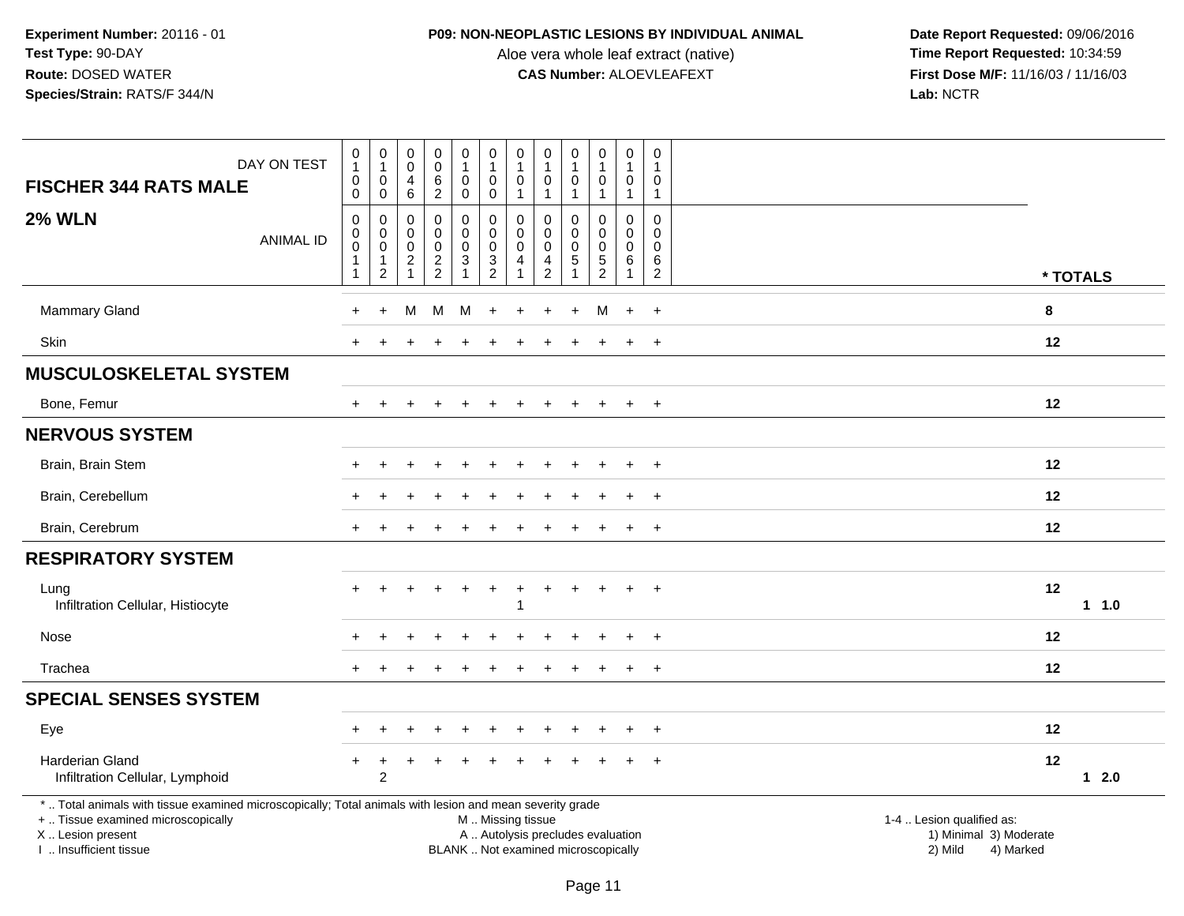**Experiment Number:** 20116 - 01
**Test Type:** 90-DAY
**Route:** DOSED WATER
**Species/Strain:** RATS/F 344/N

**P09: NON-NEOPLASTIC LESIONS BY INDIVIDUAL ANIMAL**
Aloe vera whole leaf extract (native)
**CAS Number:** ALOEVLEAFEXT

**Date Report Requested:** 09/06/2016
**Time Report Requested:** 10:34:59
**First Dose M/F:** 11/16/03 / 11/16/03
**Lab:** NCTR

| FISCHER 344 RATS MALE — DAY ON TEST | 0100 | 0100 | 0046 | 0062 | 0100 | 0100 | 0101 | 0101 | 0101 | 0101 | 0101 | 0101 | |
|---|---|---|---|---|---|---|---|---|---|---|---|---|---|
| **2% WLN** — ANIMAL ID | 00011 | 00012 | 00021 | 00022 | 00031 | 00032 | 00041 | 00042 | 00051 | 00052 | 00061 | 00062 | * TOTALS |
| Mammary Gland | + | + | M | M | M | + | + | + | + | M | + | + | 8 |
| Skin | + | + | + | + | + | + | + | + | + | + | + | + | 12 |
| **MUSCULOSKELETAL SYSTEM** | | | | | | | | | | | | | |
| Bone, Femur | + | + | + | + | + | + | + | + | + | + | + | + | 12 |
| **NERVOUS SYSTEM** | | | | | | | | | | | | | |
| Brain, Brain Stem | + | + | + | + | + | + | + | + | + | + | + | + | 12 |
| Brain, Cerebellum | + | + | + | + | + | + | + | + | + | + | + | + | 12 |
| Brain, Cerebrum | + | + | + | + | + | + | + | + | + | + | + | + | 12 |
| **RESPIRATORY SYSTEM** | | | | | | | | | | | | | |
| Lung | + | + | + | + | + | + | + | + | + | + | + | + | 12 |
| Infiltration Cellular, Histiocyte | | | | | | | 1 | | | | | | 1 1.0 |
| Nose | + | + | + | + | + | + | + | + | + | + | + | + | 12 |
| Trachea | + | + | + | + | + | + | + | + | + | + | + | + | 12 |
| **SPECIAL SENSES SYSTEM** | | | | | | | | | | | | | |
| Eye | + | + | + | + | + | + | + | + | + | + | + | + | 12 |
| Harderian Gland | + | + | + | + | + | + | + | + | + | + | + | + | 12 |
| Infiltration Cellular, Lymphoid | | 2 | | | | | | | | | | | 1 2.0 |

\* .. Total animals with tissue examined microscopically; Total animals with lesion and mean severity grade
\+ .. Tissue examined microscopically
X .. Lesion present
I .. Insufficient tissue

M .. Missing tissue
A .. Autolysis precludes evaluation
BLANK .. Not examined microscopically

1-4 .. Lesion qualified as:
1) Minimal 3) Moderate
2) Mild 4) Marked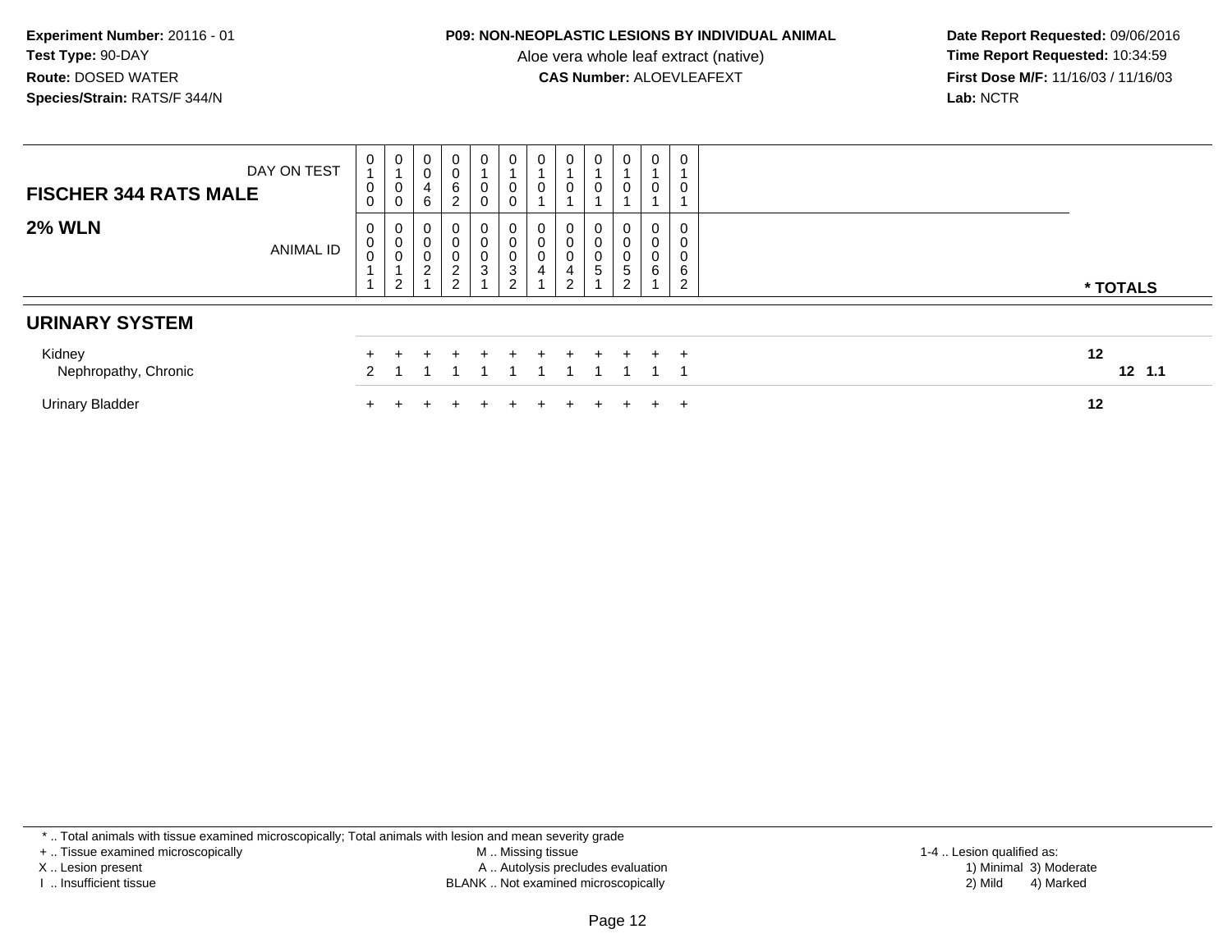**Experiment Number:** 20116 - 01
**Test Type:** 90-DAY
**Route:** DOSED WATER
**Species/Strain:** RATS/F 344/N

**P09: NON-NEOPLASTIC LESIONS BY INDIVIDUAL ANIMAL**
Aloe vera whole leaf extract (native)
**CAS Number:** ALOEVLEAFEXT

**Date Report Requested:** 09/06/2016
**Time Report Requested:** 10:34:59
**First Dose M/F:** 11/16/03 / 11/16/03
**Lab:** NCTR

| FISCHER 344 RATS MALE — DAY ON TEST | 0100 | 0100 | 0046 | 0062 | 0100 | 0100 | 0101 | 0101 | 0101 | 0101 | 0101 | 0101 | |
|---|---|---|---|---|---|---|---|---|---|---|---|---|---|
| **2% WLN** — ANIMAL ID | 00011 | 00012 | 00021 | 00022 | 00031 | 00032 | 00041 | 00042 | 00051 | 00052 | 00061 | 00062 | *** TOTALS** |
| **URINARY SYSTEM** | | | | | | | | | | | | | |
| Kidney | + | + | + | + | + | + | + | + | + | + | + | + | **12** |
| Nephropathy, Chronic | 2 | 1 | 1 | 1 | 1 | 1 | 1 | 1 | 1 | 1 | 1 | 1 | **12 1.1** |
| Urinary Bladder | + | + | + | + | + | + | + | + | + | + | + | + | **12** |

\* .. Total animals with tissue examined microscopically; Total animals with lesion and mean severity grade
\+ .. Tissue examined microscopically
X .. Lesion present
I .. Insufficient tissue
M .. Missing tissue
A .. Autolysis precludes evaluation
BLANK .. Not examined microscopically
1-4 .. Lesion qualified as: 1) Minimal 2) Mild 3) Moderate 4) Marked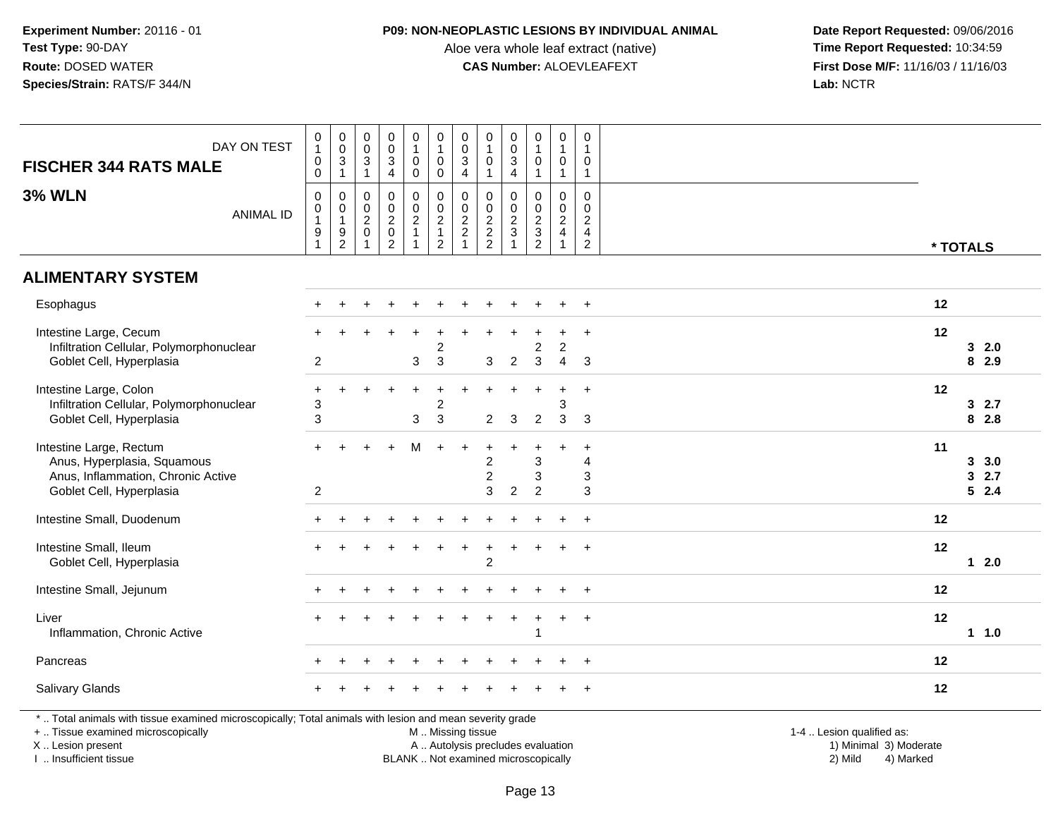**Experiment Number:** 20116 - 01
**Test Type:** 90-DAY
**Route:** DOSED WATER
**Species/Strain:** RATS/F 344/N

**P09: NON-NEOPLASTIC LESIONS BY INDIVIDUAL ANIMAL**
Aloe vera whole leaf extract (native)
**CAS Number:** ALOEVLEAFEXT

**Date Report Requested:** 09/06/2016
**Time Report Requested:** 10:34:59
**First Dose M/F:** 11/16/03 / 11/16/03
**Lab:** NCTR

| FISCHER 344 RATS MALE — DAY ON TEST | 0100 | 0031 | 0031 | 0034 | 0100 | 0100 | 0034 | 0101 | 0034 | 0101 | 0101 | 0101 | * TOTALS | |
|---|---|---|---|---|---|---|---|---|---|---|---|---|---|---|
| **3% WLN** — ANIMAL ID | 00191 | 00192 | 00201 | 00202 | 00211 | 00212 | 00221 | 00222 | 00231 | 00232 | 00241 | 00242 | | |
| **ALIMENTARY SYSTEM** | | | | | | | | | | | | | | |
| Esophagus | + | + | + | + | + | + | + | + | + | + | + | + | 12 | |
| Intestine Large, Cecum | + | + | + | + | + | + | + | + | + | + | + | + | 12 | |
| Infiltration Cellular, Polymorphonuclear | | | | | | 2 | | | | 2 | 2 | | 3 | 2.0 |
| Goblet Cell, Hyperplasia | 2 | | | | 3 | 3 | | 3 | 2 | 3 | 4 | 3 | 8 | 2.9 |
| Intestine Large, Colon | + | + | + | + | + | + | + | + | + | + | + | + | 12 | |
| Infiltration Cellular, Polymorphonuclear | 3 | | | | | 2 | | | | | 3 | | 3 | 2.7 |
| Goblet Cell, Hyperplasia | 3 | | | | 3 | 3 | | 2 | 3 | 2 | 3 | 3 | 8 | 2.8 |
| Intestine Large, Rectum | + | + | + | + | M | + | + | + | + | + | + | + | 11 | |
| Anus, Hyperplasia, Squamous | | | | | | | | 2 | | 3 | | 4 | 3 | 3.0 |
| Anus, Inflammation, Chronic Active | | | | | | | | 2 | | 3 | | 3 | 3 | 2.7 |
| Goblet Cell, Hyperplasia | 2 | | | | | | | 3 | 2 | 2 | | 3 | 5 | 2.4 |
| Intestine Small, Duodenum | + | + | + | + | + | + | + | + | + | + | + | + | 12 | |
| Intestine Small, Ileum | + | + | + | + | + | + | + | + | + | + | + | + | 12 | |
| Goblet Cell, Hyperplasia | | | | | | | | 2 | | | | | 1 | 2.0 |
| Intestine Small, Jejunum | + | + | + | + | + | + | + | + | + | + | + | + | 12 | |
| Liver | + | + | + | + | + | + | + | + | + | + | + | + | 12 | |
| Inflammation, Chronic Active | | | | | | | | | | 1 | | | 1 | 1.0 |
| Pancreas | + | + | + | + | + | + | + | + | + | + | + | + | 12 | |
| Salivary Glands | + | + | + | + | + | + | + | + | + | + | + | + | 12 | |

\* .. Total animals with tissue examined microscopically; Total animals with lesion and mean severity grade
+ .. Tissue examined microscopically
X .. Lesion present
I .. Insufficient tissue

M .. Missing tissue
A .. Autolysis precludes evaluation
BLANK .. Not examined microscopically

1-4 .. Lesion qualified as:
1) Minimal 3) Moderate
2) Mild 4) Marked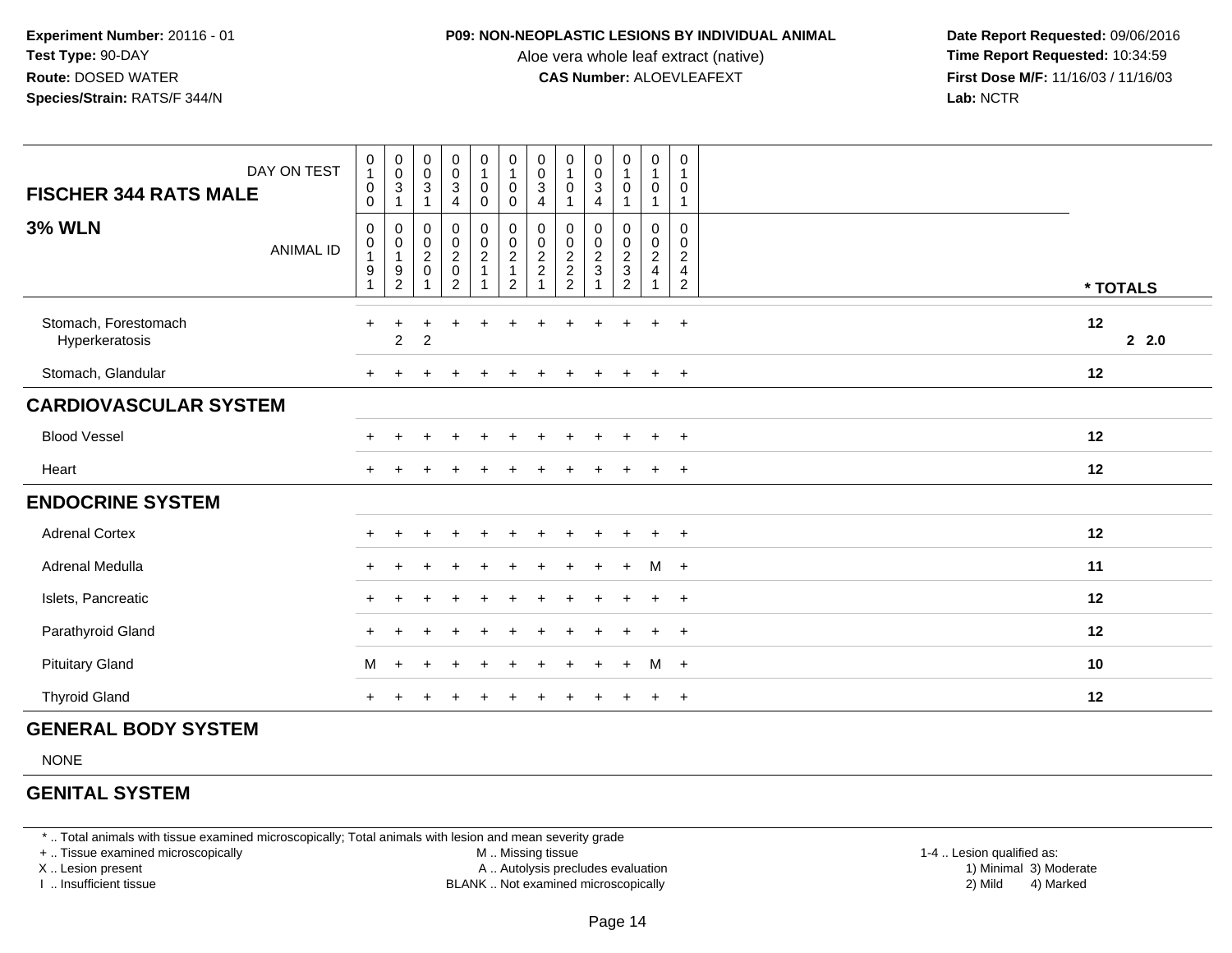**Experiment Number:** 20116 - 01
**Test Type:** 90-DAY
**Route:** DOSED WATER
**Species/Strain:** RATS/F 344/N

**P09: NON-NEOPLASTIC LESIONS BY INDIVIDUAL ANIMAL**
Aloe vera whole leaf extract (native)
**CAS Number:** ALOEVLEAFEXT

**Date Report Requested:** 09/06/2016
**Time Report Requested:** 10:34:59
**First Dose M/F:** 11/16/03 / 11/16/03
**Lab:** NCTR

| FISCHER 344 RATS MALE — DAY ON TEST | 0100 | 0031 | 0031 | 0034 | 0100 | 0100 | 0034 | 0101 | 0034 | 0101 | 0101 | 0101 | |
|---|---|---|---|---|---|---|---|---|---|---|---|---|---|
| **3% WLN** — ANIMAL ID | 00191 | 00192 | 00201 | 00202 | 00211 | 00212 | 00221 | 00222 | 00231 | 00232 | 00241 | 00242 | * TOTALS |
| Stomach, Forestomach | + | + | + | + | + | + | + | + | + | + | + | + | 12 |
| Hyperkeratosis | | 2 | 2 | | | | | | | | | | 2 2.0 |
| Stomach, Glandular | + | + | + | + | + | + | + | + | + | + | + | + | 12 |
| **CARDIOVASCULAR SYSTEM** | | | | | | | | | | | | | |
| Blood Vessel | + | + | + | + | + | + | + | + | + | + | + | + | 12 |
| Heart | + | + | + | + | + | + | + | + | + | + | + | + | 12 |
| **ENDOCRINE SYSTEM** | | | | | | | | | | | | | |
| Adrenal Cortex | + | + | + | + | + | + | + | + | + | + | + | + | 12 |
| Adrenal Medulla | + | + | + | + | + | + | + | + | + | + | M | + | 11 |
| Islets, Pancreatic | + | + | + | + | + | + | + | + | + | + | + | + | 12 |
| Parathyroid Gland | + | + | + | + | + | + | + | + | + | + | + | + | 12 |
| Pituitary Gland | M | + | + | + | + | + | + | + | + | + | M | + | 10 |
| Thyroid Gland | + | + | + | + | + | + | + | + | + | + | + | + | 12 |
| **GENERAL BODY SYSTEM** | | | | | | | | | | | | | |
| NONE | | | | | | | | | | | | | |
| **GENITAL SYSTEM** | | | | | | | | | | | | | |

* .. Total animals with tissue examined microscopically; Total animals with lesion and mean severity grade
+ .. Tissue examined microscopically
X .. Lesion present
I .. Insufficient tissue

M .. Missing tissue
A .. Autolysis precludes evaluation
BLANK .. Not examined microscopically

1-4 .. Lesion qualified as:
1) Minimal 3) Moderate
2) Mild 4) Marked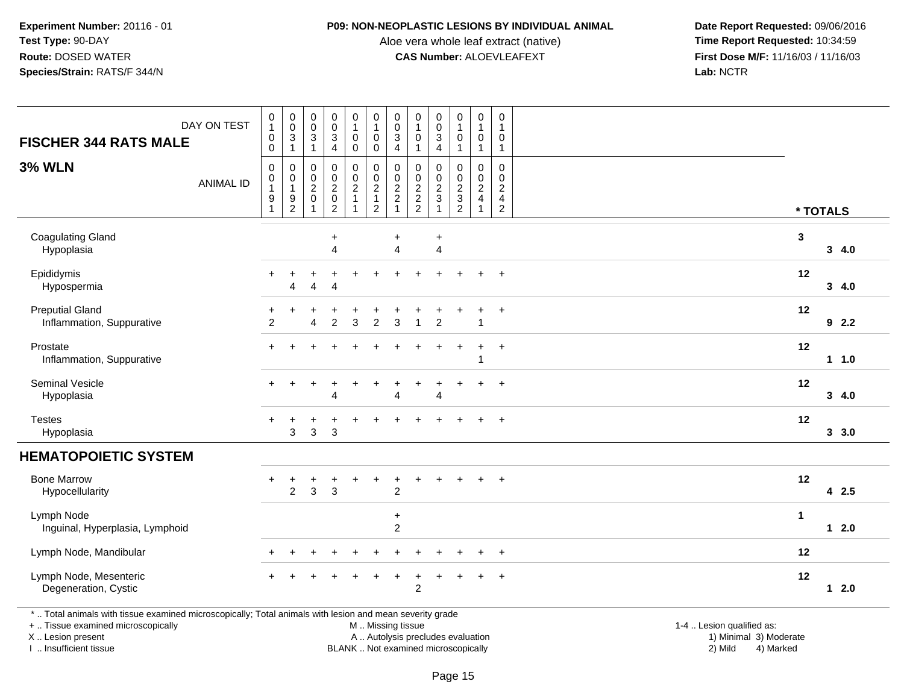**Experiment Number:** 20116 - 01
**Test Type:** 90-DAY
**Route:** DOSED WATER
**Species/Strain:** RATS/F 344/N

**P09: NON-NEOPLASTIC LESIONS BY INDIVIDUAL ANIMAL**
Aloe vera whole leaf extract (native)
**CAS Number:** ALOEVLEAFEXT

**Date Report Requested:** 09/06/2016
**Time Report Requested:** 10:34:59
**First Dose M/F:** 11/16/03 / 11/16/03
**Lab:** NCTR

**FISCHER 344 RATS MALE**

**3% WLN**

| DAY ON TEST | 0100 | 0031 | 0031 | 0034 | 0100 | 0100 | 0034 | 0101 | 0034 | 0101 | 0101 | 0101 | * TOTALS | |
|---|---|---|---|---|---|---|---|---|---|---|---|---|---|---|
| ANIMAL ID | 00191 | 00192 | 00201 | 00202 | 00211 | 00212 | 00221 | 00222 | 00231 | 00232 | 00241 | 00242 | | |
| Coagulating Gland | | | | + | | | + | | + | | | | 3 | |
| Hypoplasia | | | | 4 | | | 4 | | 4 | | | | | 3 4.0 |
| Epididymis | + | + | + | + | + | + | + | + | + | + | + | + | 12 | |
| Hypospermia | | 4 | 4 | 4 | | | | | | | | | | 3 4.0 |
| Preputial Gland | + | + | + | + | + | + | + | + | + | + | + | + | 12 | |
| Inflammation, Suppurative | 2 | | 4 | 2 | 3 | 2 | 3 | 1 | 2 | | 1 | | | 9 2.2 |
| Prostate | + | + | + | + | + | + | + | + | + | + | + | + | 12 | |
| Inflammation, Suppurative | | | | | | | | | | | 1 | | | 1 1.0 |
| Seminal Vesicle | + | + | + | + | + | + | + | + | + | + | + | + | 12 | |
| Hypoplasia | | | | 4 | | | 4 | | 4 | | | | | 3 4.0 |
| Testes | + | + | + | + | + | + | + | + | + | + | + | + | 12 | |
| Hypoplasia | | 3 | 3 | 3 | | | | | | | | | | 3 3.0 |
| **HEMATOPOIETIC SYSTEM** | | | | | | | | | | | | | | |
| Bone Marrow | + | + | + | + | + | + | + | + | + | + | + | + | 12 | |
| Hypocellularity | | 2 | 3 | 3 | | | 2 | | | | | | | 4 2.5 |
| Lymph Node | | | | | | | + | | | | | | 1 | |
| Inguinal, Hyperplasia, Lymphoid | | | | | | | 2 | | | | | | | 1 2.0 |
| Lymph Node, Mandibular | + | + | + | + | + | + | + | + | + | + | + | + | 12 | |
| Lymph Node, Mesenteric | + | + | + | + | + | + | + | + | + | + | + | + | 12 | |
| Degeneration, Cystic | | | | | | | | 2 | | | | | | 1 2.0 |

\* .. Total animals with tissue examined microscopically; Total animals with lesion and mean severity grade
\+ .. Tissue examined microscopically
X .. Lesion present
I .. Insufficient tissue

M .. Missing tissue
A .. Autolysis precludes evaluation
BLANK .. Not examined microscopically

1-4 .. Lesion qualified as:
1) Minimal 3) Moderate
2) Mild 4) Marked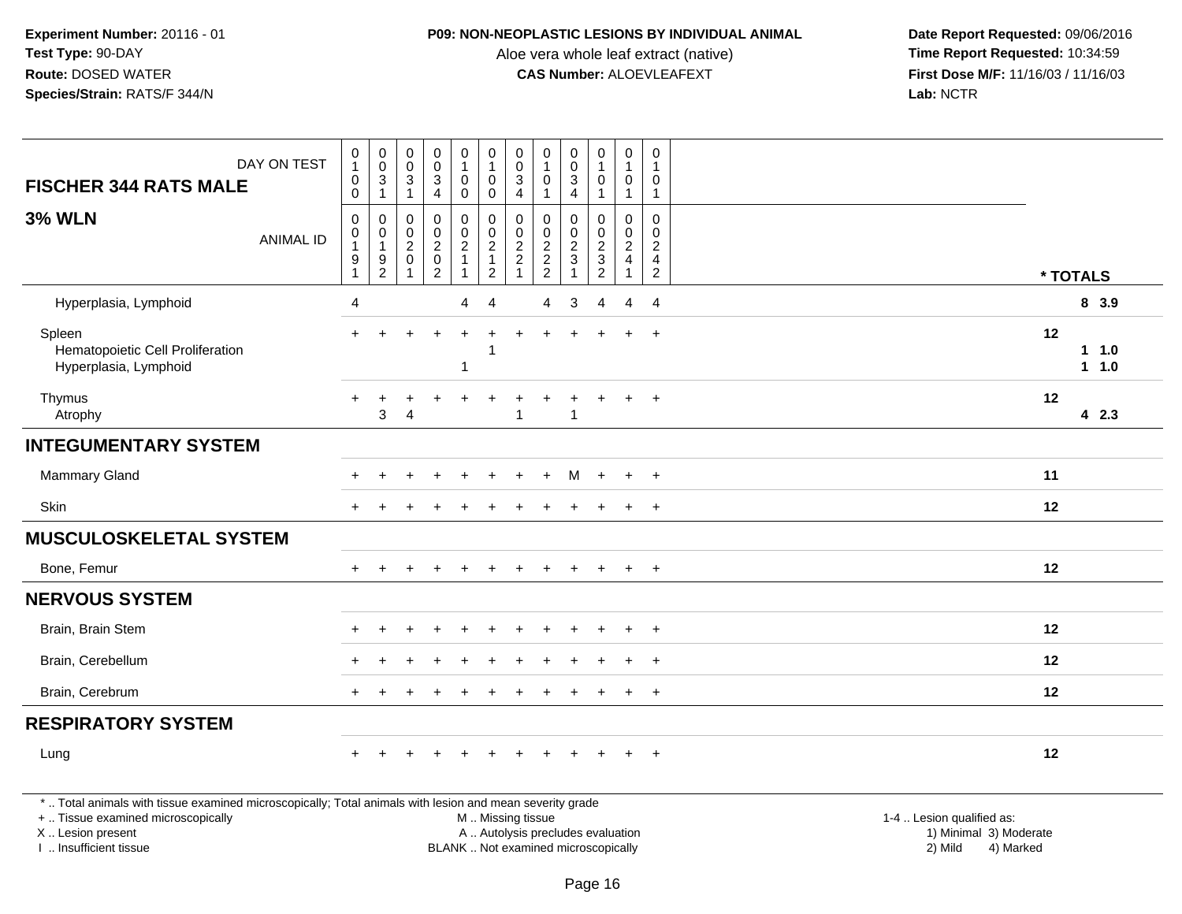**Experiment Number:** 20116 - 01
**Test Type:** 90-DAY
**Route:** DOSED WATER
**Species/Strain:** RATS/F 344/N

**P09: NON-NEOPLASTIC LESIONS BY INDIVIDUAL ANIMAL**
Aloe vera whole leaf extract (native)
**CAS Number:** ALOEVLEAFEXT

**Date Report Requested:** 09/06/2016
**Time Report Requested:** 10:34:59
**First Dose M/F:** 11/16/03 / 11/16/03
**Lab:** NCTR

| FISCHER 344 RATS MALE — DAY ON TEST | 0100 | 0031 | 0031 | 0034 | 0100 | 0100 | 0034 | 0101 | 0034 | 0101 | 0101 | 0101 | |
|---|---|---|---|---|---|---|---|---|---|---|---|---|---|
| **3% WLN** — ANIMAL ID | 00191 | 00192 | 00201 | 00202 | 00211 | 00212 | 00221 | 00222 | 00231 | 00232 | 00241 | 00242 | * TOTALS |
| Hyperplasia, Lymphoid | 4 | | | | 4 | 4 | | 4 | 3 | 4 | 4 | 4 | 8 3.9 |
| Spleen | + | + | + | + | + | + | + | + | + | + | + | + | 12 |
| Hematopoietic Cell Proliferation | | | | | | 1 | | | | | | | 1 1.0 |
| Hyperplasia, Lymphoid | | | | | 1 | | | | | | | | 1 1.0 |
| Thymus | + | + | + | + | + | + | + | + | + | + | + | + | 12 |
| Atrophy | | 3 | 4 | | | | 1 | | 1 | | | | 4 2.3 |
| **INTEGUMENTARY SYSTEM** | | | | | | | | | | | | | |
| Mammary Gland | + | + | + | + | + | + | + | + | M | + | + | + | 11 |
| Skin | + | + | + | + | + | + | + | + | + | + | + | + | 12 |
| **MUSCULOSKELETAL SYSTEM** | | | | | | | | | | | | | |
| Bone, Femur | + | + | + | + | + | + | + | + | + | + | + | + | 12 |
| **NERVOUS SYSTEM** | | | | | | | | | | | | | |
| Brain, Brain Stem | + | + | + | + | + | + | + | + | + | + | + | + | 12 |
| Brain, Cerebellum | + | + | + | + | + | + | + | + | + | + | + | + | 12 |
| Brain, Cerebrum | + | + | + | + | + | + | + | + | + | + | + | + | 12 |
| **RESPIRATORY SYSTEM** | | | | | | | | | | | | | |
| Lung | + | + | + | + | + | + | + | + | + | + | + | + | 12 |

* .. Total animals with tissue examined microscopically; Total animals with lesion and mean severity grade
+ .. Tissue examined microscopically
X .. Lesion present
I .. Insufficient tissue

M .. Missing tissue
A .. Autolysis precludes evaluation
BLANK .. Not examined microscopically

1-4 .. Lesion qualified as:
1) Minimal 3) Moderate
2) Mild 4) Marked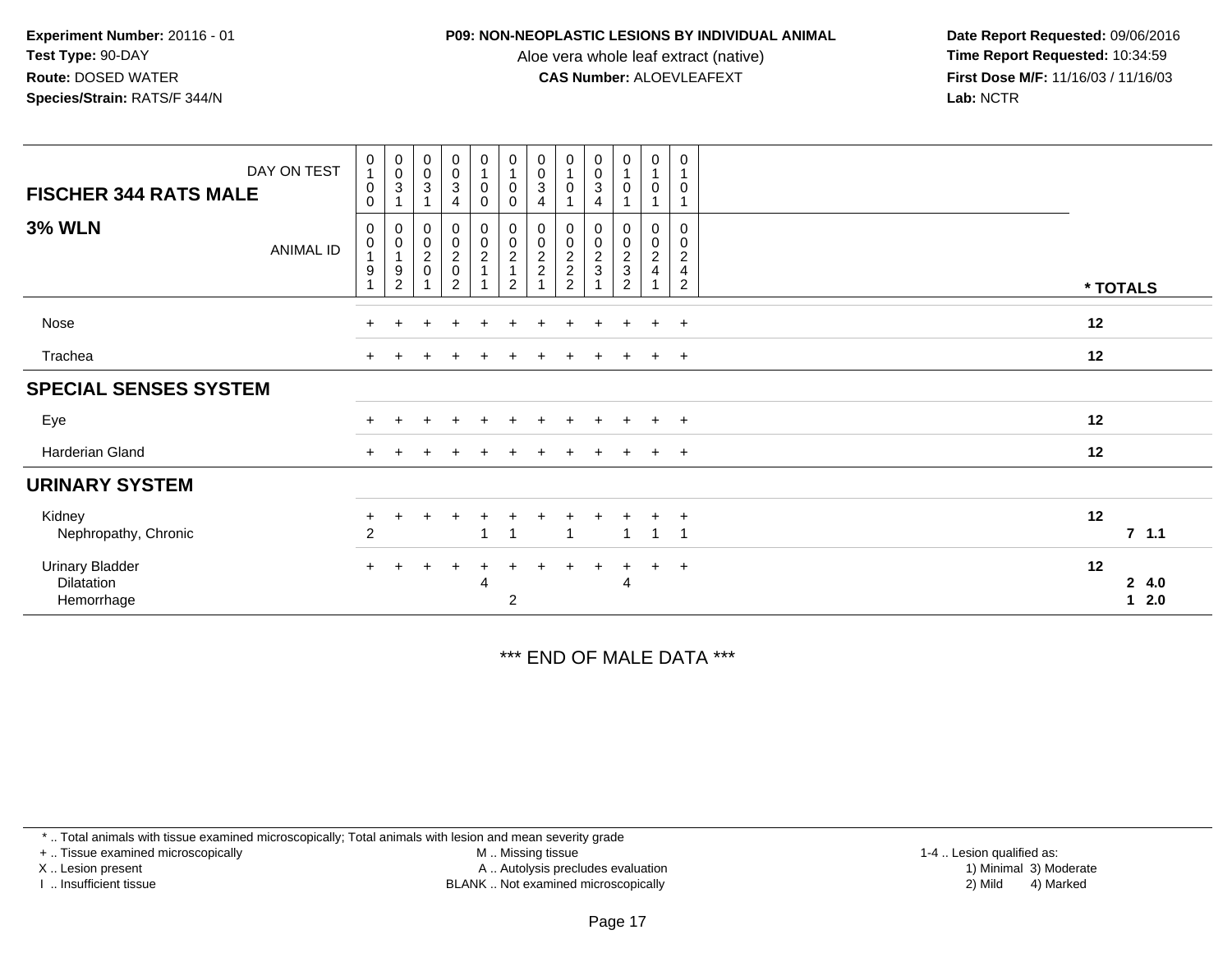**Experiment Number:** 20116 - 01
**Test Type:** 90-DAY
**Route:** DOSED WATER
**Species/Strain:** RATS/F 344/N

**P09: NON-NEOPLASTIC LESIONS BY INDIVIDUAL ANIMAL**
Aloe vera whole leaf extract (native)
**CAS Number:** ALOEVLEAFEXT

**Date Report Requested:** 09/06/2016
**Time Report Requested:** 10:34:59
**First Dose M/F:** 11/16/03 / 11/16/03
**Lab:** NCTR

| FISCHER 344 RATS MALE — DAY ON TEST | 0100 | 0031 | 0031 | 0034 | 0100 | 0100 | 0034 | 0101 | 0034 | 0101 | 0101 | 0101 | |
|---|---|---|---|---|---|---|---|---|---|---|---|---|---|
| **3% WLN** — ANIMAL ID | 00191 | 00192 | 00201 | 00202 | 00211 | 00212 | 00221 | 00222 | 00231 | 00232 | 00241 | 00242 | *** TOTALS** |
| Nose | + | + | + | + | + | + | + | + | + | + | + | + | 12 |
| Trachea | + | + | + | + | + | + | + | + | + | + | + | + | 12 |
| **SPECIAL SENSES SYSTEM** | | | | | | | | | | | | | |
| Eye | + | + | + | + | + | + | + | + | + | + | + | + | 12 |
| Harderian Gland | + | + | + | + | + | + | + | + | + | + | + | + | 12 |
| **URINARY SYSTEM** | | | | | | | | | | | | | |
| Kidney | + | + | + | + | + | + | + | + | + | + | + | + | 12 |
| Nephropathy, Chronic | 2 | | | | 1 | 1 | | 1 | | 1 | 1 | 1 | 7 1.1 |
| Urinary Bladder | + | + | + | + | + | + | + | + | + | + | + | + | 12 |
| Dilatation | | | | | 4 | | | | | 4 | | | 2 4.0 |
| Hemorrhage | | | | | | 2 | | | | | | | 1 2.0 |

*** END OF MALE DATA ***

* .. Total animals with tissue examined microscopically; Total animals with lesion and mean severity grade
+ .. Tissue examined microscopically
X .. Lesion present
I .. Insufficient tissue

M .. Missing tissue
A .. Autolysis precludes evaluation
BLANK .. Not examined microscopically

1-4 .. Lesion qualified as:
1) Minimal 3) Moderate
2) Mild 4) Marked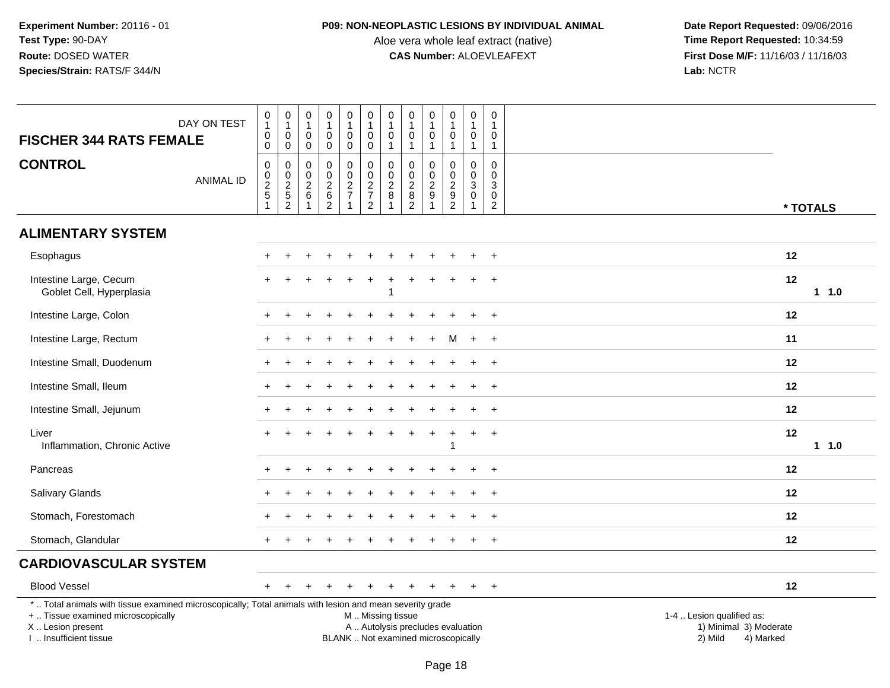**Experiment Number:** 20116 - 01
**Test Type:** 90-DAY
**Route:** DOSED WATER
**Species/Strain:** RATS/F 344/N

**P09: NON-NEOPLASTIC LESIONS BY INDIVIDUAL ANIMAL**
Aloe vera whole leaf extract (native)
**CAS Number:** ALOEVLEAFEXT

**Date Report Requested:** 09/06/2016
**Time Report Requested:** 10:34:59
**First Dose M/F:** 11/16/03 / 11/16/03
**Lab:** NCTR

| FISCHER 344 RATS FEMALE — DAY ON TEST | 0100 | 0100 | 0100 | 0100 | 0100 | 0100 | 0101 | 0101 | 0101 | 0101 | 0101 | 0101 | |
|---|---|---|---|---|---|---|---|---|---|---|---|---|---|
| **CONTROL** — ANIMAL ID | 00251 | 00252 | 00261 | 00262 | 00271 | 00272 | 00281 | 00282 | 00291 | 00292 | 00301 | 00302 | * TOTALS |
| **ALIMENTARY SYSTEM** | | | | | | | | | | | | | |
| Esophagus | + | + | + | + | + | + | + | + | + | + | + | + | 12 |
| Intestine Large, Cecum | + | + | + | + | + | + | + | + | + | + | + | + | 12 |
| Goblet Cell, Hyperplasia | | | | | | | 1 | | | | | | 1 1.0 |
| Intestine Large, Colon | + | + | + | + | + | + | + | + | + | + | + | + | 12 |
| Intestine Large, Rectum | + | + | + | + | + | + | + | + | + | M | + | + | 11 |
| Intestine Small, Duodenum | + | + | + | + | + | + | + | + | + | + | + | + | 12 |
| Intestine Small, Ileum | + | + | + | + | + | + | + | + | + | + | + | + | 12 |
| Intestine Small, Jejunum | + | + | + | + | + | + | + | + | + | + | + | + | 12 |
| Liver | + | + | + | + | + | + | + | + | + | + | + | + | 12 |
| Inflammation, Chronic Active | | | | | | | | | | 1 | | | 1 1.0 |
| Pancreas | + | + | + | + | + | + | + | + | + | + | + | + | 12 |
| Salivary Glands | + | + | + | + | + | + | + | + | + | + | + | + | 12 |
| Stomach, Forestomach | + | + | + | + | + | + | + | + | + | + | + | + | 12 |
| Stomach, Glandular | + | + | + | + | + | + | + | + | + | + | + | + | 12 |
| **CARDIOVASCULAR SYSTEM** | | | | | | | | | | | | | |
| Blood Vessel | + | + | + | + | + | + | + | + | + | + | + | + | 12 |

* .. Total animals with tissue examined microscopically; Total animals with lesion and mean severity grade
+ .. Tissue examined microscopically
X .. Lesion present
I .. Insufficient tissue

M .. Missing tissue
A .. Autolysis precludes evaluation
BLANK .. Not examined microscopically

1-4 .. Lesion qualified as:
1) Minimal 3) Moderate
2) Mild 4) Marked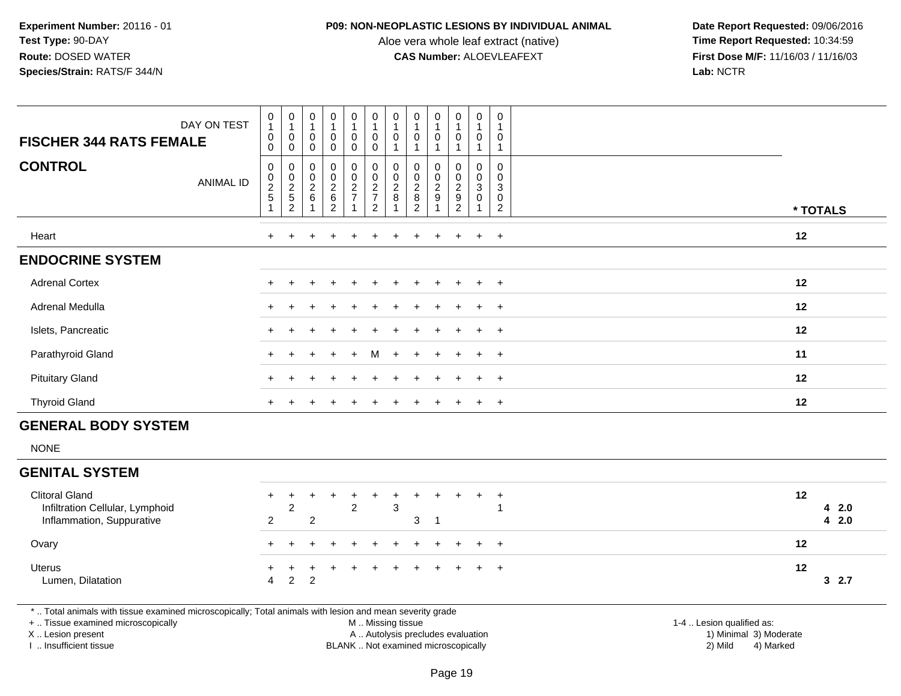Experiment Number: 20116 - 01
Test Type: 90-DAY
Route: DOSED WATER
Species/Strain: RATS/F 344/N

**P09: NON-NEOPLASTIC LESIONS BY INDIVIDUAL ANIMAL**
Aloe vera whole leaf extract (native)
**CAS Number:** ALOEVLEAFEXT

Date Report Requested: 09/06/2016
Time Report Requested: 10:34:59
First Dose M/F: 11/16/03 / 11/16/03
Lab: NCTR

| FISCHER 344 RATS FEMALE — DAY ON TEST | 0100 | 0100 | 0100 | 0100 | 0100 | 0100 | 0101 | 0101 | 0101 | 0101 | 0101 | 0101 | |
|---|---|---|---|---|---|---|---|---|---|---|---|---|---|
| **CONTROL** — ANIMAL ID | 00251 | 00252 | 00261 | 00262 | 00271 | 00272 | 00281 | 00282 | 00291 | 00292 | 00301 | 00302 | * TOTALS |
| Heart | + | + | + | + | + | + | + | + | + | + | + | + | 12 |
| **ENDOCRINE SYSTEM** | | | | | | | | | | | | | |
| Adrenal Cortex | + | + | + | + | + | + | + | + | + | + | + | + | 12 |
| Adrenal Medulla | + | + | + | + | + | + | + | + | + | + | + | + | 12 |
| Islets, Pancreatic | + | + | + | + | + | + | + | + | + | + | + | + | 12 |
| Parathyroid Gland | + | + | + | + | + | M | + | + | + | + | + | + | 11 |
| Pituitary Gland | + | + | + | + | + | + | + | + | + | + | + | + | 12 |
| Thyroid Gland | + | + | + | + | + | + | + | + | + | + | + | + | 12 |
| **GENERAL BODY SYSTEM** | | | | | | | | | | | | | |
| NONE | | | | | | | | | | | | | |
| **GENITAL SYSTEM** | | | | | | | | | | | | | |
| Clitoral Gland | + | + | + | + | + | + | + | + | + | + | + | + | 12 |
| Infiltration Cellular, Lymphoid | | 2 | | | 2 | | 3 | | | | | 1 | 4 2.0 |
| Inflammation, Suppurative | 2 | | 2 | | | | | 3 | 1 | | | | 4 2.0 |
| Ovary | + | + | + | + | + | + | + | + | + | + | + | + | 12 |
| Uterus | + | + | + | + | + | + | + | + | + | + | + | + | 12 |
| Lumen, Dilatation | 4 | 2 | 2 | | | | | | | | | | 3 2.7 |

* .. Total animals with tissue examined microscopically; Total animals with lesion and mean severity grade
+ .. Tissue examined microscopically
X .. Lesion present
I .. Insufficient tissue

M .. Missing tissue
A .. Autolysis precludes evaluation
BLANK .. Not examined microscopically

1-4 .. Lesion qualified as:
1) Minimal 3) Moderate
2) Mild 4) Marked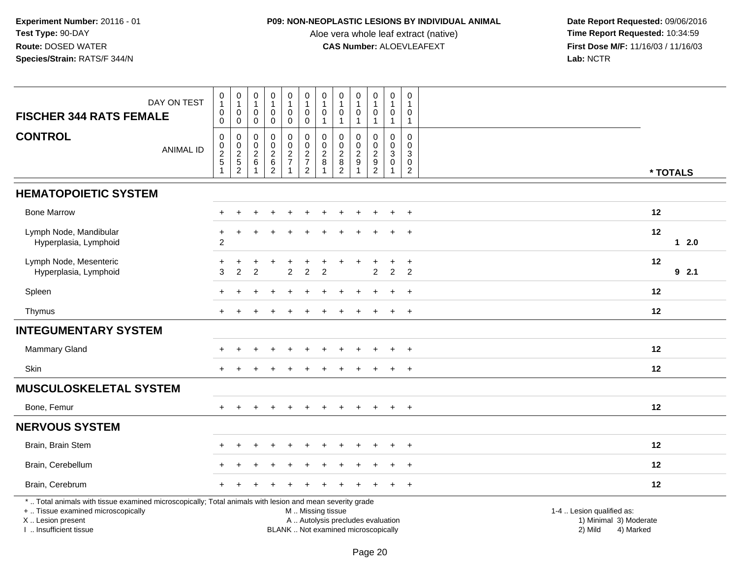**Experiment Number:** 20116 - 01
**Test Type:** 90-DAY
**Route:** DOSED WATER
**Species/Strain:** RATS/F 344/N

**P09: NON-NEOPLASTIC LESIONS BY INDIVIDUAL ANIMAL**
Aloe vera whole leaf extract (native)
**CAS Number:** ALOEVLEAFEXT

**Date Report Requested:** 09/06/2016
**Time Report Requested:** 10:34:59
**First Dose M/F:** 11/16/03 / 11/16/03
**Lab:** NCTR

| FISCHER 344 RATS FEMALE — DAY ON TEST | 0100 | 0100 | 0100 | 0100 | 0100 | 0100 | 0101 | 0101 | 0101 | 0101 | 0101 | 0101 | |
|---|---|---|---|---|---|---|---|---|---|---|---|---|---|
| **CONTROL** — ANIMAL ID | 00251 | 00252 | 00261 | 00262 | 00271 | 00272 | 00281 | 00282 | 00291 | 00292 | 00301 | 00302 | * TOTALS |
| **HEMATOPOIETIC SYSTEM** | | | | | | | | | | | | | |
| Bone Marrow | + | + | + | + | + | + | + | + | + | + | + | + | 12 |
| Lymph Node, Mandibular | + | + | + | + | + | + | + | + | + | + | + | + | 12 |
| Hyperplasia, Lymphoid | 2 | | | | | | | | | | | | 1 2.0 |
| Lymph Node, Mesenteric | + | + | + | + | + | + | + | + | + | + | + | + | 12 |
| Hyperplasia, Lymphoid | 3 | 2 | 2 | | 2 | 2 | 2 | | | 2 | 2 | 2 | 9 2.1 |
| Spleen | + | + | + | + | + | + | + | + | + | + | + | + | 12 |
| Thymus | + | + | + | + | + | + | + | + | + | + | + | + | 12 |
| **INTEGUMENTARY SYSTEM** | | | | | | | | | | | | | |
| Mammary Gland | + | + | + | + | + | + | + | + | + | + | + | + | 12 |
| Skin | + | + | + | + | + | + | + | + | + | + | + | + | 12 |
| **MUSCULOSKELETAL SYSTEM** | | | | | | | | | | | | | |
| Bone, Femur | + | + | + | + | + | + | + | + | + | + | + | + | 12 |
| **NERVOUS SYSTEM** | | | | | | | | | | | | | |
| Brain, Brain Stem | + | + | + | + | + | + | + | + | + | + | + | + | 12 |
| Brain, Cerebellum | + | + | + | + | + | + | + | + | + | + | + | + | 12 |
| Brain, Cerebrum | + | + | + | + | + | + | + | + | + | + | + | + | 12 |

* .. Total animals with tissue examined microscopically; Total animals with lesion and mean severity grade
+ .. Tissue examined microscopically
X .. Lesion present
I .. Insufficient tissue

M .. Missing tissue
A .. Autolysis precludes evaluation
BLANK .. Not examined microscopically

1-4 .. Lesion qualified as:
1) Minimal 3) Moderate
2) Mild 4) Marked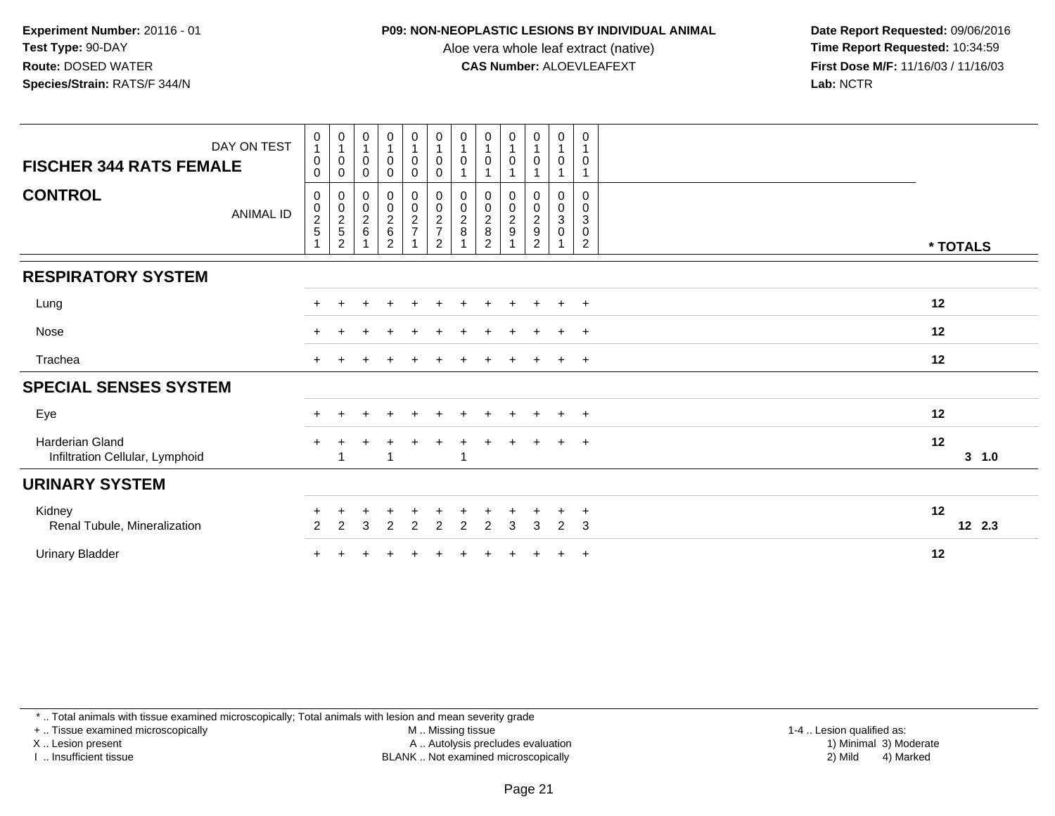**Experiment Number:** 20116 - 01
**Test Type:** 90-DAY
**Route:** DOSED WATER
**Species/Strain:** RATS/F 344/N

**P09: NON-NEOPLASTIC LESIONS BY INDIVIDUAL ANIMAL**
Aloe vera whole leaf extract (native)
**CAS Number:** ALOEVLEAFEXT

**Date Report Requested:** 09/06/2016
**Time Report Requested:** 10:34:59
**First Dose M/F:** 11/16/03 / 11/16/03
**Lab:** NCTR

| FISCHER 344 RATS FEMALE — DAY ON TEST | 0100 | 0100 | 0100 | 0100 | 0100 | 0100 | 0101 | 0101 | 0101 | 0101 | 0101 | 0101 | |
|---|---|---|---|---|---|---|---|---|---|---|---|---|---|
| **CONTROL** — ANIMAL ID | 00251 | 00252 | 00261 | 00262 | 00271 | 00272 | 00281 | 00282 | 00291 | 00292 | 00301 | 00302 | * TOTALS |
| **RESPIRATORY SYSTEM** | | | | | | | | | | | | | |
| Lung | + | + | + | + | + | + | + | + | + | + | + | + | 12 |
| Nose | + | + | + | + | + | + | + | + | + | + | + | + | 12 |
| Trachea | + | + | + | + | + | + | + | + | + | + | + | + | 12 |
| **SPECIAL SENSES SYSTEM** | | | | | | | | | | | | | |
| Eye | + | + | + | + | + | + | + | + | + | + | + | + | 12 |
| Harderian Gland | + | + | + | + | + | + | + | + | + | + | + | + | 12 |
| Infiltration Cellular, Lymphoid | | 1 | | 1 | | | 1 | | | | | | 3 1.0 |
| **URINARY SYSTEM** | | | | | | | | | | | | | |
| Kidney | + | + | + | + | + | + | + | + | + | + | + | + | 12 |
| Renal Tubule, Mineralization | 2 | 2 | 3 | 2 | 2 | 2 | 2 | 2 | 3 | 3 | 2 | 3 | 12 2.3 |
| Urinary Bladder | + | + | + | + | + | + | + | + | + | + | + | + | 12 |

\* .. Total animals with tissue examined microscopically; Total animals with lesion and mean severity grade
+ .. Tissue examined microscopically
X .. Lesion present
I .. Insufficient tissue
M .. Missing tissue
A .. Autolysis precludes evaluation
BLANK .. Not examined microscopically
1-4 .. Lesion qualified as:
1) Minimal 3) Moderate
2) Mild 4) Marked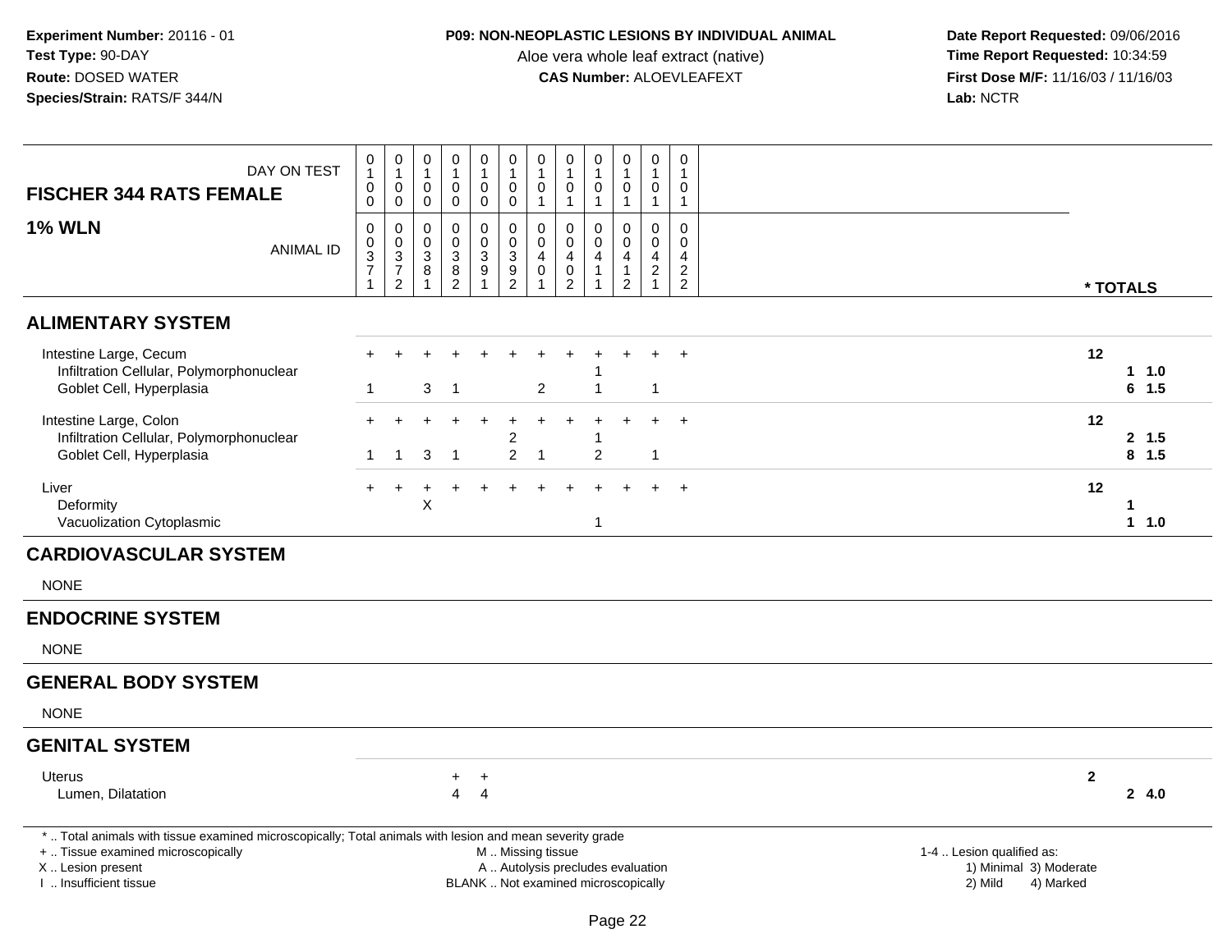**Experiment Number:** 20116 - 01
**Test Type:** 90-DAY
**Route:** DOSED WATER
**Species/Strain:** RATS/F 344/N

**P09: NON-NEOPLASTIC LESIONS BY INDIVIDUAL ANIMAL**
Aloe vera whole leaf extract (native)
**CAS Number:** ALOEVLEAFEXT

**Date Report Requested:** 09/06/2016
**Time Report Requested:** 10:34:59
**First Dose M/F:** 11/16/03 / 11/16/03
**Lab:** NCTR

| FISCHER 344 RATS FEMALE — DAY ON TEST | 0100 | 0100 | 0100 | 0100 | 0100 | 0100 | 0101 | 0101 | 0101 | 0101 | 0101 | 0101 | * TOTALS |
|---|---|---|---|---|---|---|---|---|---|---|---|---|---|
| **1% WLN** — ANIMAL ID | 00371 | 00372 | 00381 | 00382 | 00391 | 00392 | 00401 | 00402 | 00411 | 00412 | 00421 | 00422 | |
| **ALIMENTARY SYSTEM** | | | | | | | | | | | | | |
| Intestine Large, Cecum | + | + | + | + | + | + | + | + | + | + | + | + | 12 |
| Infiltration Cellular, Polymorphonuclear | | | | | | | | | 1 | | | | 1 1.0 |
| Goblet Cell, Hyperplasia | 1 | | 3 | 1 | | | 2 | | 1 | | 1 | | 6 1.5 |
| Intestine Large, Colon | + | + | + | + | + | + | + | + | + | + | + | + | 12 |
| Infiltration Cellular, Polymorphonuclear | | | | | | 2 | | | 1 | | | | 2 1.5 |
| Goblet Cell, Hyperplasia | 1 | 1 | 3 | 1 | | 2 | 1 | | 2 | | 1 | | 8 1.5 |
| Liver | + | + | + | + | + | + | + | + | + | + | + | + | 12 |
| Deformity | | | X | | | | | | | | | | 1 |
| Vacuolization Cytoplasmic | | | | | | | | | 1 | | | | 1 1.0 |
| **CARDIOVASCULAR SYSTEM** | | | | | | | | | | | | | |
| NONE | | | | | | | | | | | | | |
| **ENDOCRINE SYSTEM** | | | | | | | | | | | | | |
| NONE | | | | | | | | | | | | | |
| **GENERAL BODY SYSTEM** | | | | | | | | | | | | | |
| NONE | | | | | | | | | | | | | |
| **GENITAL SYSTEM** | | | | | | | | | | | | | |
| Uterus | | | | + | + | | | | | | | | 2 |
| Lumen, Dilatation | | | | 4 | 4 | | | | | | | | 2 4.0 |

\* .. Total animals with tissue examined microscopically; Total animals with lesion and mean severity grade
+ .. Tissue examined microscopically
X .. Lesion present
I .. Insufficient tissue

M .. Missing tissue
A .. Autolysis precludes evaluation
BLANK .. Not examined microscopically

1-4 .. Lesion qualified as:
1) Minimal 3) Moderate
2) Mild 4) Marked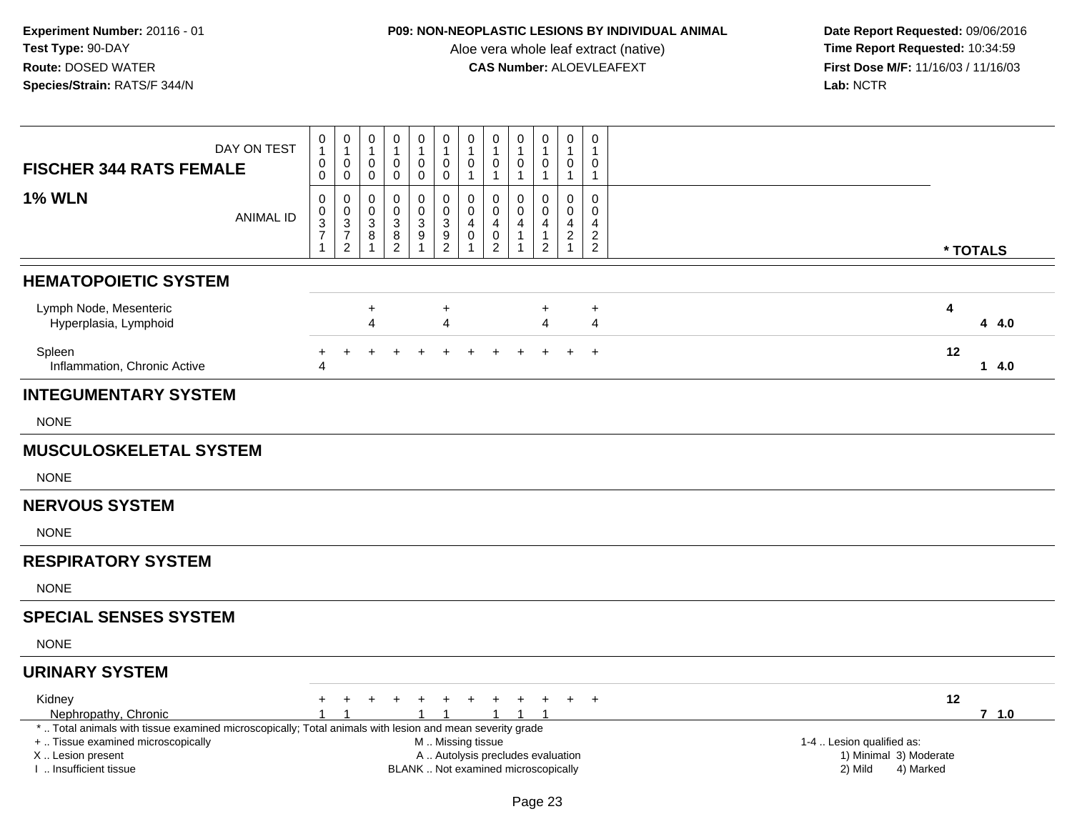**Experiment Number:** 20116 - 01
**Test Type:** 90-DAY
**Route:** DOSED WATER
**Species/Strain:** RATS/F 344/N

**P09: NON-NEOPLASTIC LESIONS BY INDIVIDUAL ANIMAL**
Aloe vera whole leaf extract (native)
**CAS Number:** ALOEVLEAFEXT

**Date Report Requested:** 09/06/2016
**Time Report Requested:** 10:34:59
**First Dose M/F:** 11/16/03 / 11/16/03
**Lab:** NCTR

| FISCHER 344 RATS FEMALE — DAY ON TEST | 0100 | 0100 | 0100 | 0100 | 0100 | 0100 | 0101 | 0101 | 0101 | 0101 | 0101 | 0101 | |
|---|---|---|---|---|---|---|---|---|---|---|---|---|---|
| **1% WLN** — ANIMAL ID | 00371 | 00372 | 00381 | 00382 | 00391 | 00392 | 00401 | 00402 | 00411 | 00412 | 00421 | 00422 | * TOTALS |
| **HEMATOPOIETIC SYSTEM** | | | | | | | | | | | | | |
| Lymph Node, Mesenteric | | | + | | | + | | | | + | | + | 4 |
| Hyperplasia, Lymphoid | | | 4 | | | 4 | | | | 4 | | 4 | 4 4.0 |
| Spleen | + | + | + | + | + | + | + | + | + | + | + | + | 12 |
| Inflammation, Chronic Active | 4 | | | | | | | | | | | | 1 4.0 |
| **INTEGUMENTARY SYSTEM** | | | | | | | | | | | | | |
| NONE | | | | | | | | | | | | | |
| **MUSCULOSKELETAL SYSTEM** | | | | | | | | | | | | | |
| NONE | | | | | | | | | | | | | |
| **NERVOUS SYSTEM** | | | | | | | | | | | | | |
| NONE | | | | | | | | | | | | | |
| **RESPIRATORY SYSTEM** | | | | | | | | | | | | | |
| NONE | | | | | | | | | | | | | |
| **SPECIAL SENSES SYSTEM** | | | | | | | | | | | | | |
| NONE | | | | | | | | | | | | | |
| **URINARY SYSTEM** | | | | | | | | | | | | | |
| Kidney | + | + | + | + | + | + | + | + | + | + | + | + | 12 |
| Nephropathy, Chronic | 1 | 1 | | | 1 | 1 | | 1 | 1 | 1 | | | 7 1.0 |

\* .. Total animals with tissue examined microscopically; Total animals with lesion and mean severity grade
\+ .. Tissue examined microscopically
X .. Lesion present
I .. Insufficient tissue

M .. Missing tissue
A .. Autolysis precludes evaluation
BLANK .. Not examined microscopically

1-4 .. Lesion qualified as:
1) Minimal 3) Moderate
2) Mild 4) Marked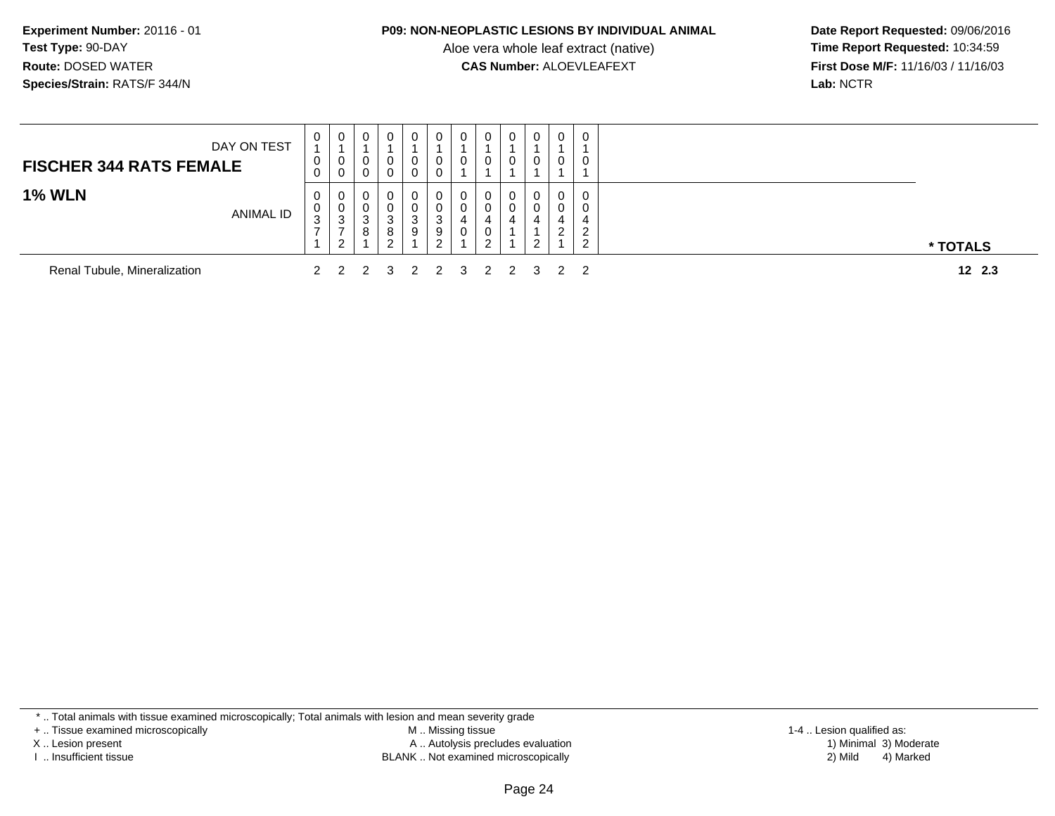**Experiment Number:** 20116 - 01
**Test Type:** 90-DAY
**Route:** DOSED WATER
**Species/Strain:** RATS/F 344/N

**P09: NON-NEOPLASTIC LESIONS BY INDIVIDUAL ANIMAL**
Aloe vera whole leaf extract (native)
**CAS Number:** ALOEVLEAFEXT

**Date Report Requested:** 09/06/2016
**Time Report Requested:** 10:34:59
**First Dose M/F:** 11/16/03 / 11/16/03
**Lab:** NCTR

| **FISCHER 344 RATS FEMALE** DAY ON TEST | 0100 | 0100 | 0100 | 0100 | 0100 | 0100 | 0101 | 0101 | 0101 | 0101 | 0101 | 0101 | |
|---|---|---|---|---|---|---|---|---|---|---|---|---|---|
| **1% WLN** ANIMAL ID | 00371 | 00372 | 00381 | 00382 | 00391 | 00392 | 00401 | 00402 | 00411 | 00412 | 00421 | 00422 | *** TOTALS** |
| Renal Tubule, Mineralization | 2 | 2 | 2 | 3 | 2 | 2 | 3 | 2 | 2 | 3 | 2 | 2 | **12 2.3** |

* .. Total animals with tissue examined microscopically; Total animals with lesion and mean severity grade
+ .. Tissue examined microscopically
X .. Lesion present
I .. Insufficient tissue

M .. Missing tissue
A .. Autolysis precludes evaluation
BLANK .. Not examined microscopically

1-4 .. Lesion qualified as:
1) Minimal 3) Moderate
2) Mild 4) Marked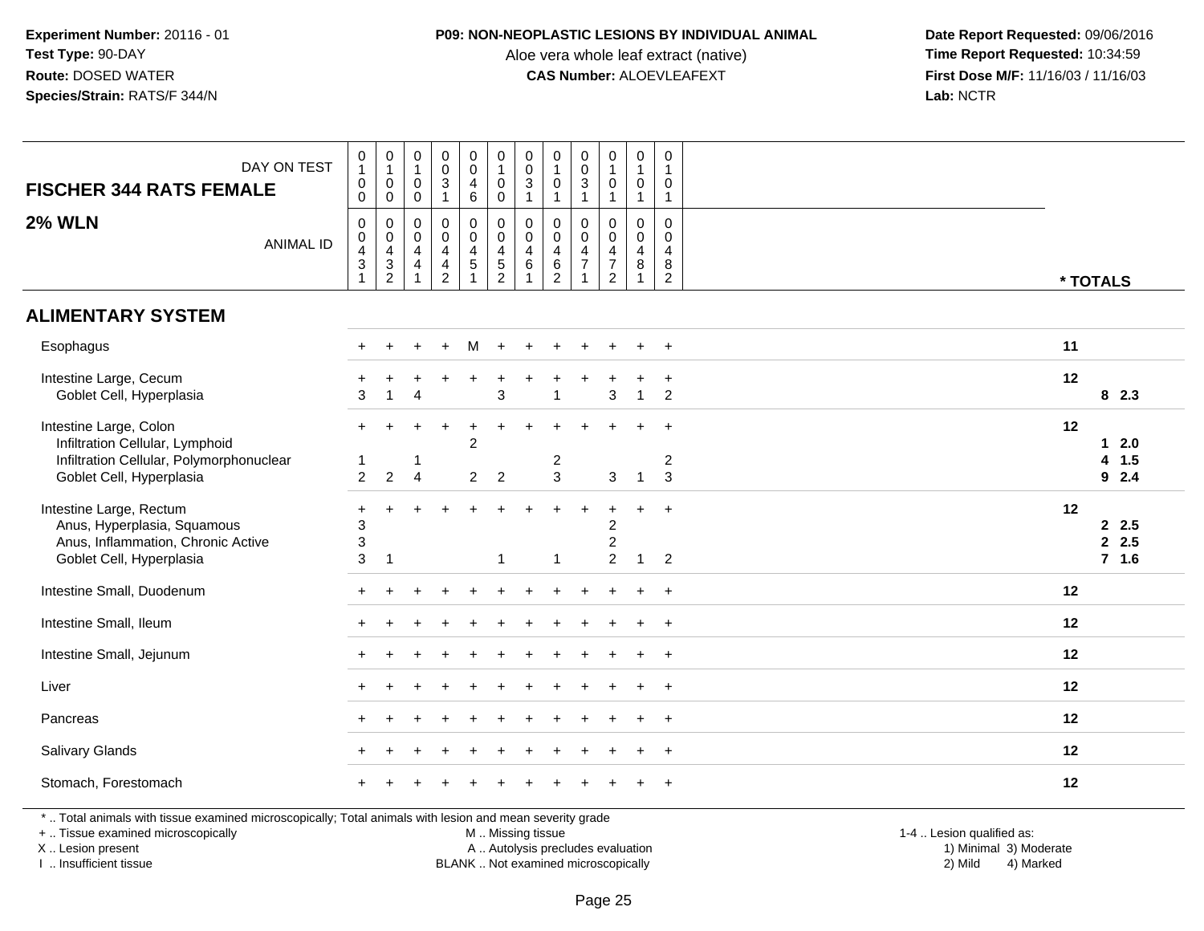**Experiment Number:** 20116 - 01
**Test Type:** 90-DAY
**Route:** DOSED WATER
**Species/Strain:** RATS/F 344/N

**P09: NON-NEOPLASTIC LESIONS BY INDIVIDUAL ANIMAL**
Aloe vera whole leaf extract (native)
**CAS Number:** ALOEVLEAFEXT

**Date Report Requested:** 09/06/2016
**Time Report Requested:** 10:34:59
**First Dose M/F:** 11/16/03 / 11/16/03
**Lab:** NCTR

## FISCHER 344 RATS FEMALE

## 2% WLN

| DAY ON TEST | 0100 | 0100 | 0100 | 0031 | 0046 | 0100 | 0031 | 0101 | 0031 | 0101 | 0101 | 0101 | * TOTALS | |
|---|---|---|---|---|---|---|---|---|---|---|---|---|---|---|
| ANIMAL ID | 00431 | 00432 | 00441 | 00442 | 00451 | 00452 | 00461 | 00462 | 00471 | 00472 | 00481 | 00482 | | |
| **ALIMENTARY SYSTEM** | | | | | | | | | | | | | | |
| Esophagus | + | + | + | + | M | + | + | + | + | + | + | + | 11 | |
| Intestine Large, Cecum | + | + | + | + | + | + | + | + | + | + | + | + | 12 | |
| Goblet Cell, Hyperplasia | 3 | 1 | 4 | | | 3 | | 1 | | 3 | 1 | 2 | | 8 2.3 |
| Intestine Large, Colon | + | + | + | + | + | + | + | + | + | + | + | + | 12 | |
| Infiltration Cellular, Lymphoid | | | | | 2 | | | | | | | | | 1 2.0 |
| Infiltration Cellular, Polymorphonuclear | 1 | | 1 | | | | | 2 | | | | 2 | | 4 1.5 |
| Goblet Cell, Hyperplasia | 2 | 2 | 4 | | 2 | 2 | | 3 | | 3 | 1 | 3 | | 9 2.4 |
| Intestine Large, Rectum | + | + | + | + | + | + | + | + | + | + | + | + | 12 | |
| Anus, Hyperplasia, Squamous | 3 | | | | | | | | | 2 | | | | 2 2.5 |
| Anus, Inflammation, Chronic Active | 3 | | | | | | | | | 2 | | | | 2 2.5 |
| Goblet Cell, Hyperplasia | 3 | 1 | | | | 1 | | 1 | | 2 | 1 | 2 | | 7 1.6 |
| Intestine Small, Duodenum | + | + | + | + | + | + | + | + | + | + | + | + | 12 | |
| Intestine Small, Ileum | + | + | + | + | + | + | + | + | + | + | + | + | 12 | |
| Intestine Small, Jejunum | + | + | + | + | + | + | + | + | + | + | + | + | 12 | |
| Liver | + | + | + | + | + | + | + | + | + | + | + | + | 12 | |
| Pancreas | + | + | + | + | + | + | + | + | + | + | + | + | 12 | |
| Salivary Glands | + | + | + | + | + | + | + | + | + | + | + | + | 12 | |
| Stomach, Forestomach | + | + | + | + | + | + | + | + | + | + | + | + | 12 | |

\* .. Total animals with tissue examined microscopically; Total animals with lesion and mean severity grade
+ .. Tissue examined microscopically
X .. Lesion present
I .. Insufficient tissue

M .. Missing tissue
A .. Autolysis precludes evaluation
BLANK .. Not examined microscopically

1-4 .. Lesion qualified as:
1) Minimal 3) Moderate
2) Mild 4) Marked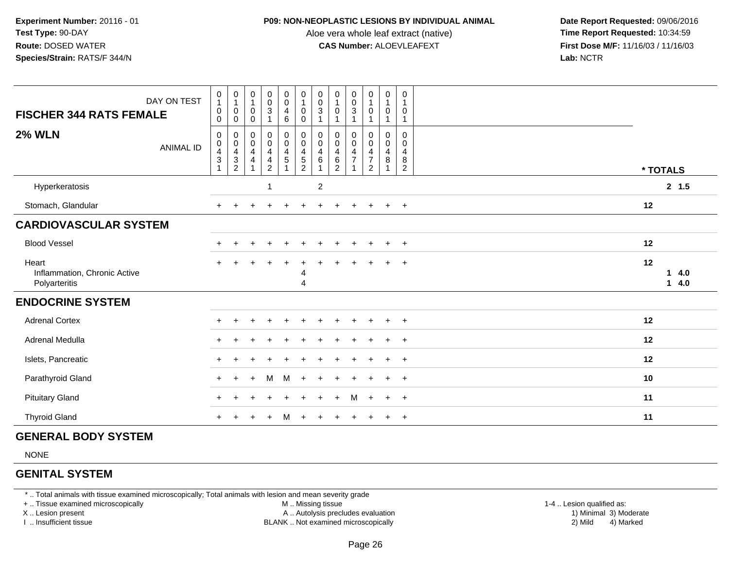**Experiment Number:** 20116 - 01
**Test Type:** 90-DAY
**Route:** DOSED WATER
**Species/Strain:** RATS/F 344/N

**P09: NON-NEOPLASTIC LESIONS BY INDIVIDUAL ANIMAL**
Aloe vera whole leaf extract (native)
**CAS Number:** ALOEVLEAFEXT

**Date Report Requested:** 09/06/2016
**Time Report Requested:** 10:34:59
**First Dose M/F:** 11/16/03 / 11/16/03
**Lab:** NCTR

| DAY ON TEST | 0100 | 0100 | 0100 | 0031 | 0046 | 0100 | 0031 | 0101 | 0031 | 0101 | 0101 | 0101 | |
|---|---|---|---|---|---|---|---|---|---|---|---|---|---|
| **FISCHER 344 RATS FEMALE** | | | | | | | | | | | | | |
| **2% WLN** ANIMAL ID | 00431 | 00432 | 00441 | 00442 | 00451 | 00452 | 00461 | 00462 | 00471 | 00472 | 00481 | 00482 | * TOTALS |
| Hyperkeratosis | | | | 1 | | | 2 | | | | | | 2 1.5 |
| Stomach, Glandular | + | + | + | + | + | + | + | + | + | + | + | + | 12 |
| **CARDIOVASCULAR SYSTEM** | | | | | | | | | | | | | |
| Blood Vessel | + | + | + | + | + | + | + | + | + | + | + | + | 12 |
| Heart | + | + | + | + | + | + | + | + | + | + | + | + | 12 |
| Inflammation, Chronic Active | | | | | | 4 | | | | | | | 1 4.0 |
| Polyarteritis | | | | | | 4 | | | | | | | 1 4.0 |
| **ENDOCRINE SYSTEM** | | | | | | | | | | | | | |
| Adrenal Cortex | + | + | + | + | + | + | + | + | + | + | + | + | 12 |
| Adrenal Medulla | + | + | + | + | + | + | + | + | + | + | + | + | 12 |
| Islets, Pancreatic | + | + | + | + | + | + | + | + | + | + | + | + | 12 |
| Parathyroid Gland | + | + | + | M | M | + | + | + | + | + | + | + | 10 |
| Pituitary Gland | + | + | + | + | + | + | + | + | M | + | + | + | 11 |
| Thyroid Gland | + | + | + | + | M | + | + | + | + | + | + | + | 11 |
| **GENERAL BODY SYSTEM** | | | | | | | | | | | | | |
| NONE | | | | | | | | | | | | | |
| **GENITAL SYSTEM** | | | | | | | | | | | | | |

* .. Total animals with tissue examined microscopically; Total animals with lesion and mean severity grade
+ .. Tissue examined microscopically
X .. Lesion present
I .. Insufficient tissue

M .. Missing tissue
A .. Autolysis precludes evaluation
BLANK .. Not examined microscopically

1-4 .. Lesion qualified as:
1) Minimal 3) Moderate
2) Mild 4) Marked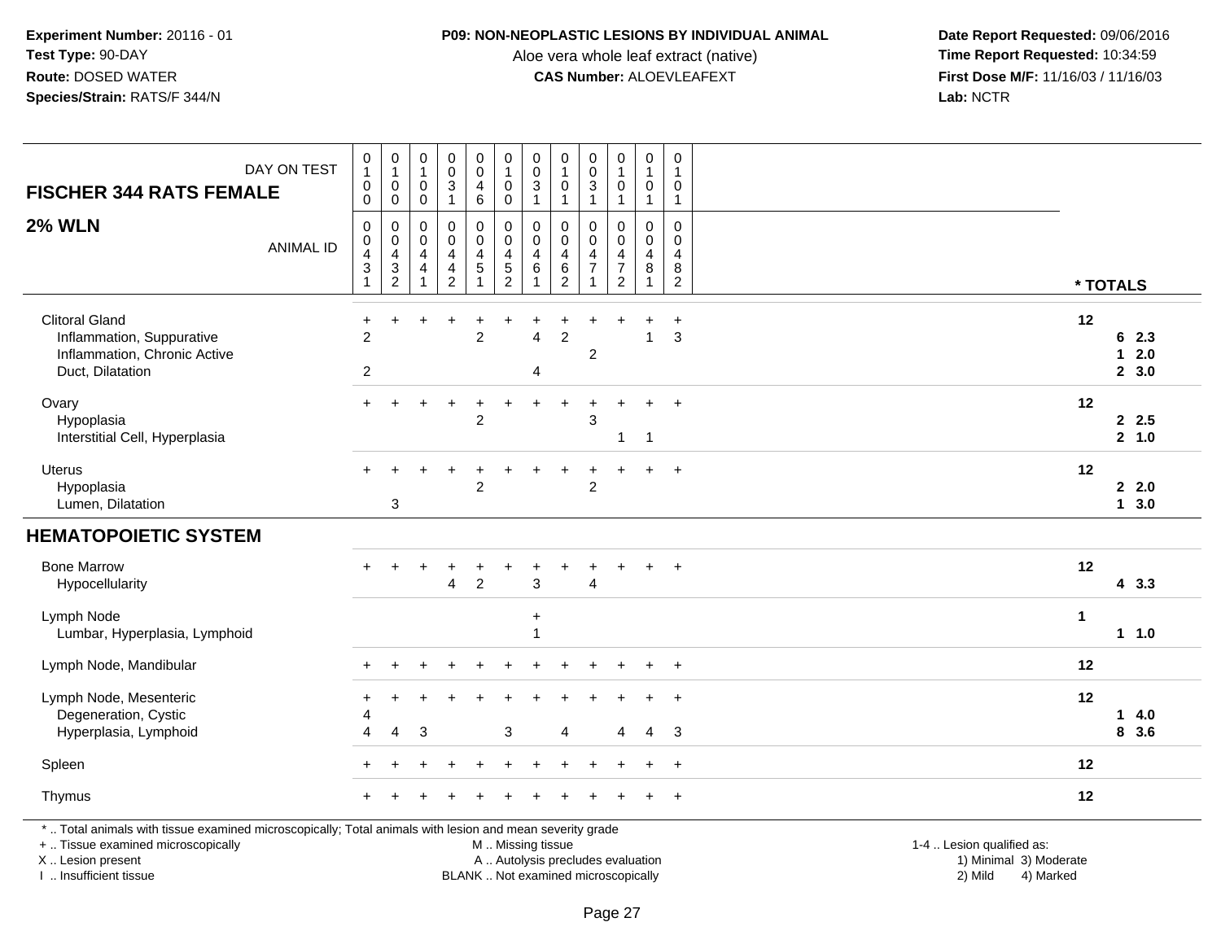**Experiment Number:** 20116 - 01
**Test Type:** 90-DAY
**Route:** DOSED WATER
**Species/Strain:** RATS/F 344/N

**P09: NON-NEOPLASTIC LESIONS BY INDIVIDUAL ANIMAL**
Aloe vera whole leaf extract (native)
**CAS Number:** ALOEVLEAFEXT

**Date Report Requested:** 09/06/2016
**Time Report Requested:** 10:34:59
**First Dose M/F:** 11/16/03 / 11/16/03
**Lab:** NCTR

## FISCHER 344 RATS FEMALE — 2% WLN

| DAY ON TEST | 0100 | 0100 | 0100 | 0031 | 0046 | 0100 | 0031 | 0101 | 0031 | 0101 | 0101 | 0101 | * TOTALS | |
|---|---|---|---|---|---|---|---|---|---|---|---|---|---|---|
| ANIMAL ID | 00431 | 00432 | 00441 | 00442 | 00451 | 00452 | 00461 | 00462 | 00471 | 00472 | 00481 | 00482 | | |
| Clitoral Gland | + | + | + | + | + | + | + | + | + | + | + | + | 12 | |
| Inflammation, Suppurative | 2 | | | | 2 | | 4 | 2 | | | 1 | 3 | | 6 2.3 |
| Inflammation, Chronic Active | | | | | | | | | 2 | | | | | 1 2.0 |
| Duct, Dilatation | 2 | | | | | | 4 | | | | | | | 2 3.0 |
| Ovary | + | + | + | + | + | + | + | + | + | + | + | + | 12 | |
| Hypoplasia | | | | | 2 | | | | 3 | | | | | 2 2.5 |
| Interstitial Cell, Hyperplasia | | | | | | | | | | 1 | 1 | | | 2 1.0 |
| Uterus | + | + | + | + | + | + | + | + | + | + | + | + | 12 | |
| Hypoplasia | | | | | 2 | | | | 2 | | | | | 2 2.0 |
| Lumen, Dilatation | | 3 | | | | | | | | | | | | 1 3.0 |
| **HEMATOPOIETIC SYSTEM** | | | | | | | | | | | | | | |
| Bone Marrow | + | + | + | + | + | + | + | + | + | + | + | + | 12 | |
| Hypocellularity | | | | 4 | 2 | | 3 | | 4 | | | | | 4 3.3 |
| Lymph Node | | | | | | | + | | | | | | 1 | |
| Lumbar, Hyperplasia, Lymphoid | | | | | | | 1 | | | | | | | 1 1.0 |
| Lymph Node, Mandibular | + | + | + | + | + | + | + | + | + | + | + | + | 12 | |
| Lymph Node, Mesenteric | + | + | + | + | + | + | + | + | + | + | + | + | 12 | |
| Degeneration, Cystic | 4 | | | | | | | | | | | | | 1 4.0 |
| Hyperplasia, Lymphoid | 4 | 4 | 3 | | | 3 | | 4 | | 4 | 4 | 3 | | 8 3.6 |
| Spleen | + | + | + | + | + | + | + | + | + | + | + | + | 12 | |
| Thymus | + | + | + | + | + | + | + | + | + | + | + | + | 12 | |

\* .. Total animals with tissue examined microscopically; Total animals with lesion and mean severity grade
+ .. Tissue examined microscopically
X .. Lesion present
I .. Insufficient tissue

M .. Missing tissue
A .. Autolysis precludes evaluation
BLANK .. Not examined microscopically

1-4 .. Lesion qualified as:
1) Minimal 3) Moderate
2) Mild 4) Marked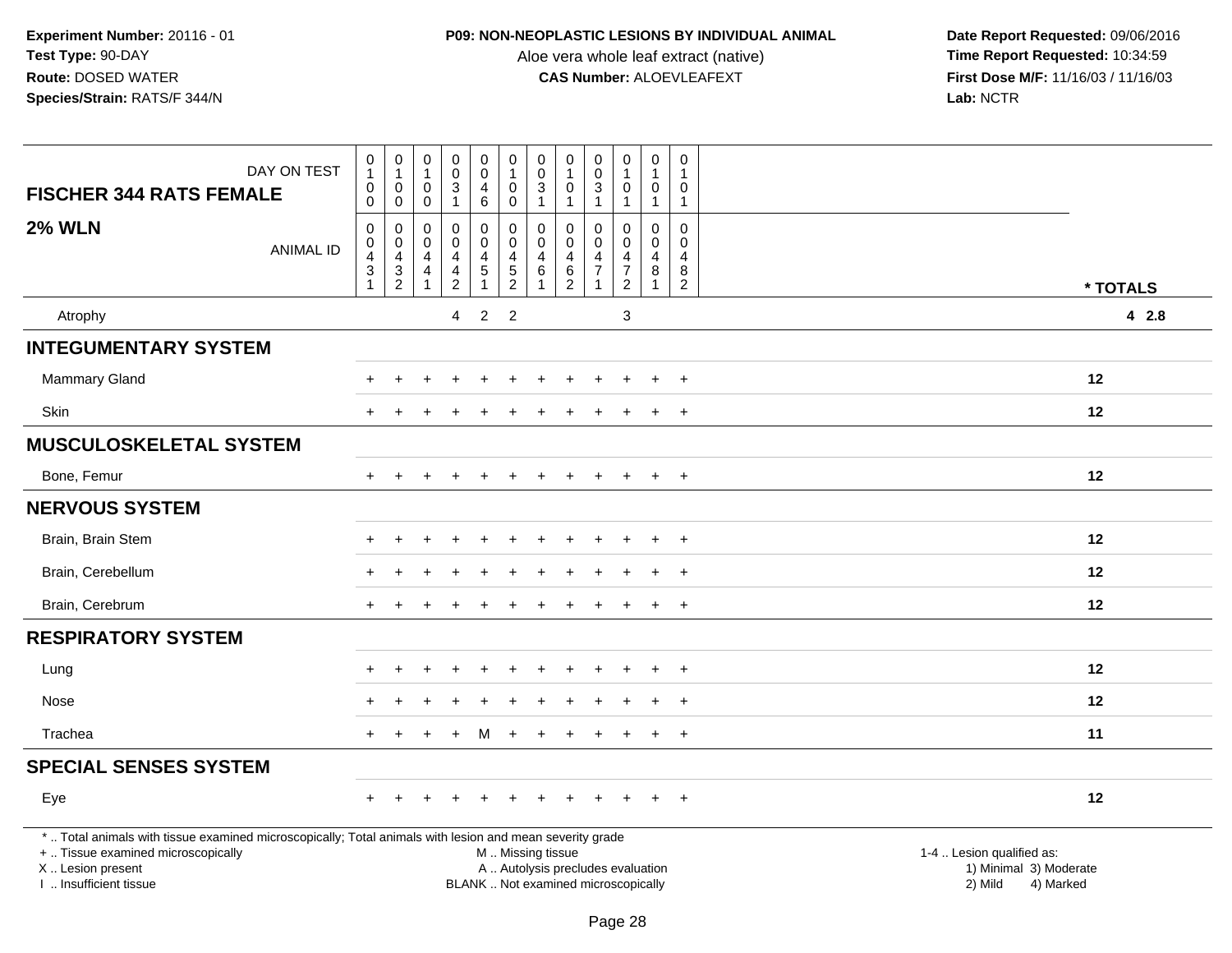**Experiment Number:** 20116 - 01
**Test Type:** 90-DAY
**Route:** DOSED WATER
**Species/Strain:** RATS/F 344/N

**P09: NON-NEOPLASTIC LESIONS BY INDIVIDUAL ANIMAL**
Aloe vera whole leaf extract (native)
**CAS Number:** ALOEVLEAFEXT

**Date Report Requested:** 09/06/2016
**Time Report Requested:** 10:34:59
**First Dose M/F:** 11/16/03 / 11/16/03
**Lab:** NCTR

| FISCHER 344 RATS FEMALE — DAY ON TEST | 0100 | 0100 | 0100 | 0031 | 0046 | 0100 | 0031 | 0101 | 0031 | 0101 | 0101 | 0101 | |
|---|---|---|---|---|---|---|---|---|---|---|---|---|---|
| **2% WLN** — ANIMAL ID | 00431 | 00432 | 00441 | 00442 | 00451 | 00452 | 00461 | 00462 | 00471 | 00472 | 00481 | 00482 | * TOTALS |
| Atrophy | | | | 4 | 2 | 2 | | | | 3 | | | 4 2.8 |
| **INTEGUMENTARY SYSTEM** | | | | | | | | | | | | | |
| Mammary Gland | + | + | + | + | + | + | + | + | + | + | + | + | 12 |
| Skin | + | + | + | + | + | + | + | + | + | + | + | + | 12 |
| **MUSCULOSKELETAL SYSTEM** | | | | | | | | | | | | | |
| Bone, Femur | + | + | + | + | + | + | + | + | + | + | + | + | 12 |
| **NERVOUS SYSTEM** | | | | | | | | | | | | | |
| Brain, Brain Stem | + | + | + | + | + | + | + | + | + | + | + | + | 12 |
| Brain, Cerebellum | + | + | + | + | + | + | + | + | + | + | + | + | 12 |
| Brain, Cerebrum | + | + | + | + | + | + | + | + | + | + | + | + | 12 |
| **RESPIRATORY SYSTEM** | | | | | | | | | | | | | |
| Lung | + | + | + | + | + | + | + | + | + | + | + | + | 12 |
| Nose | + | + | + | + | + | + | + | + | + | + | + | + | 12 |
| Trachea | + | + | + | + | M | + | + | + | + | + | + | + | 11 |
| **SPECIAL SENSES SYSTEM** | | | | | | | | | | | | | |
| Eye | + | + | + | + | + | + | + | + | + | + | + | + | 12 |

* .. Total animals with tissue examined microscopically; Total animals with lesion and mean severity grade
+ .. Tissue examined microscopically
X .. Lesion present
I .. Insufficient tissue

M .. Missing tissue
A .. Autolysis precludes evaluation
BLANK .. Not examined microscopically

1-4 .. Lesion qualified as:
1) Minimal 3) Moderate
2) Mild 4) Marked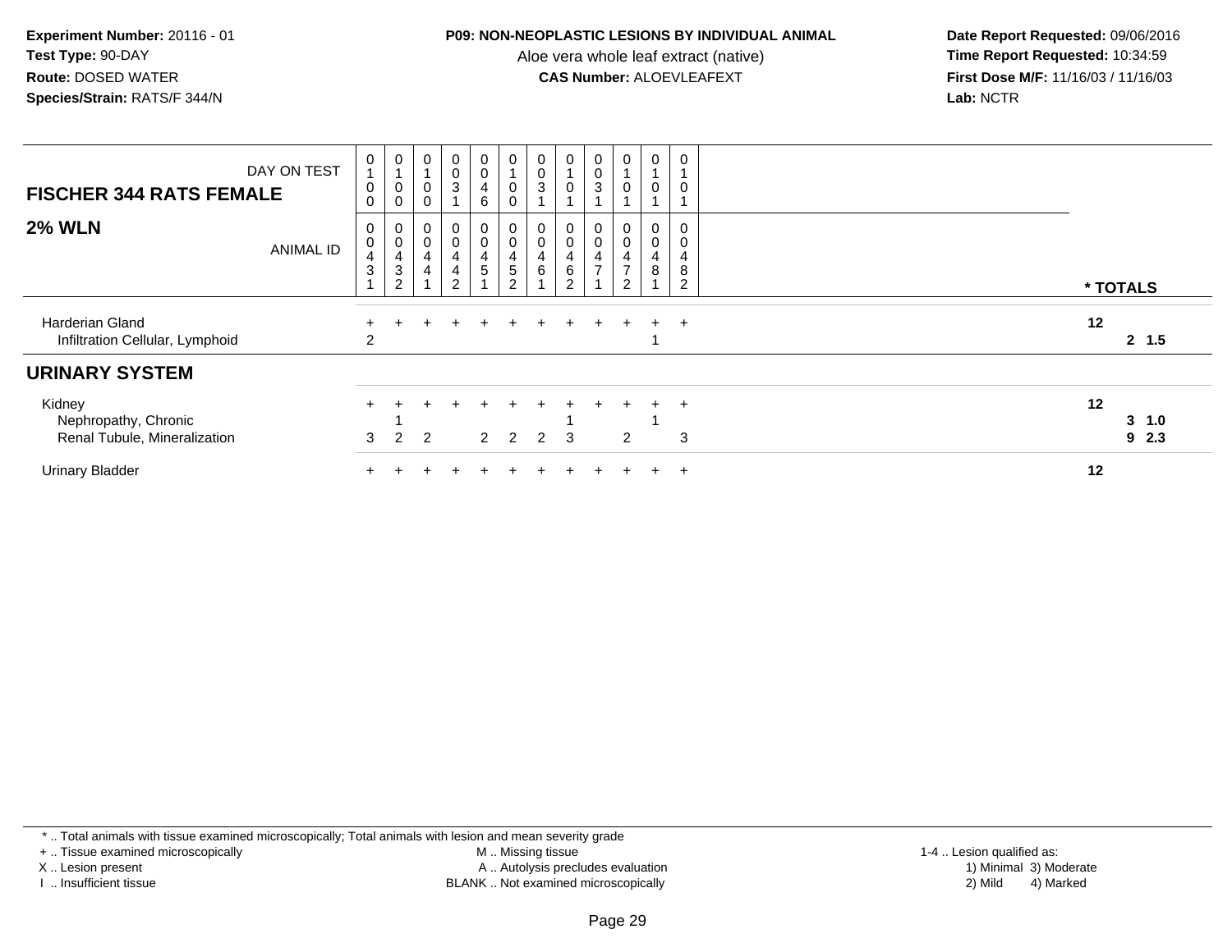**Experiment Number:** 20116 - 01
**Test Type:** 90-DAY
**Route:** DOSED WATER
**Species/Strain:** RATS/F 344/N

**P09: NON-NEOPLASTIC LESIONS BY INDIVIDUAL ANIMAL**
Aloe vera whole leaf extract (native)
**CAS Number:** ALOEVLEAFEXT

**Date Report Requested:** 09/06/2016
**Time Report Requested:** 10:34:59
**First Dose M/F:** 11/16/03 / 11/16/03
**Lab:** NCTR

| FISCHER 344 RATS FEMALE — DAY ON TEST | 0100 | 0100 | 0100 | 0031 | 0046 | 0100 | 0031 | 0101 | 0031 | 0101 | 0101 | 0101 | |
|---|---|---|---|---|---|---|---|---|---|---|---|---|---|
| **2% WLN** — ANIMAL ID | 0043 1 | 0043 2 | 0044 1 | 0044 2 | 0045 1 | 0045 2 | 0046 1 | 0046 2 | 0047 1 | 0047 2 | 0048 1 | 0048 2 | * TOTALS |
| Harderian Gland | + | + | + | + | + | + | + | + | + | + | + | + | 12 |
| Infiltration Cellular, Lymphoid | 2 | | | | | | | | | | 1 | | 2 1.5 |
| **URINARY SYSTEM** | | | | | | | | | | | | | |
| Kidney | + | + | + | + | + | + | + | + | + | + | + | + | 12 |
| Nephropathy, Chronic | | 1 | | | | | | 1 | | | 1 | | 3 1.0 |
| Renal Tubule, Mineralization | 3 | 2 | 2 | | 2 | 2 | 2 | 3 | | 2 | | 3 | 9 2.3 |
| Urinary Bladder | + | + | + | + | + | + | + | + | + | + | + | + | 12 |

\* .. Total animals with tissue examined microscopically; Total animals with lesion and mean severity grade
+ .. Tissue examined microscopically
X .. Lesion present
I .. Insufficient tissue

M .. Missing tissue
A .. Autolysis precludes evaluation
BLANK .. Not examined microscopically

1-4 .. Lesion qualified as:
1) Minimal 3) Moderate
2) Mild 4) Marked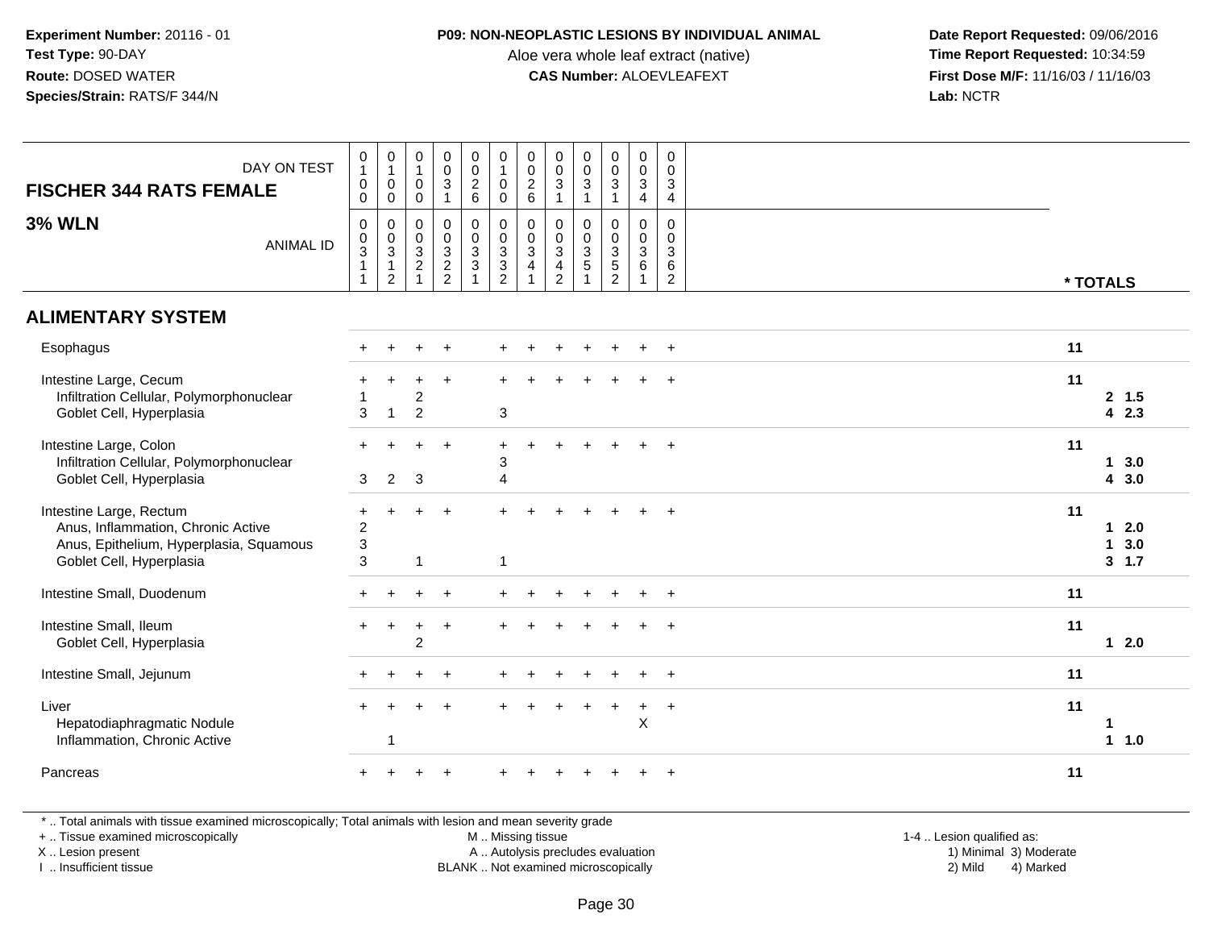**Experiment Number:** 20116 - 01
**Test Type:** 90-DAY
**Route:** DOSED WATER
**Species/Strain:** RATS/F 344/N

**P09: NON-NEOPLASTIC LESIONS BY INDIVIDUAL ANIMAL**
Aloe vera whole leaf extract (native)
**CAS Number:** ALOEVLEAFEXT

**Date Report Requested:** 09/06/2016
**Time Report Requested:** 10:34:59
**First Dose M/F:** 11/16/03 / 11/16/03
**Lab:** NCTR

## FISCHER 344 RATS FEMALE
### 3% WLN

| DAY ON TEST | 0100 | 0100 | 0100 | 0031 | 0026 | 0100 | 0026 | 0031 | 0031 | 0031 | 0034 | 0034 | * TOTALS | |
|---|---|---|---|---|---|---|---|---|---|---|---|---|---|---|
| ANIMAL ID | 00311 | 00312 | 00321 | 00322 | 00331 | 00332 | 00341 | 00342 | 00351 | 00352 | 00361 | 00362 | | |
| **ALIMENTARY SYSTEM** | | | | | | | | | | | | | | |
| Esophagus | + | + | + | + | | + | + | + | + | + | + | + | 11 | |
| Intestine Large, Cecum | + | + | + | + | | + | + | + | + | + | + | + | 11 | |
| Infiltration Cellular, Polymorphonuclear | 1 | | 2 | | | | | | | | | | 2 | 1.5 |
| Goblet Cell, Hyperplasia | 3 | 1 | 2 | | | 3 | | | | | | | 4 | 2.3 |
| Intestine Large, Colon | + | + | + | + | | + | + | + | + | + | + | + | 11 | |
| Infiltration Cellular, Polymorphonuclear | | | | | | 3 | | | | | | | 1 | 3.0 |
| Goblet Cell, Hyperplasia | 3 | 2 | 3 | | | 4 | | | | | | | 4 | 3.0 |
| Intestine Large, Rectum | + | + | + | + | | + | + | + | + | + | + | + | 11 | |
| Anus, Inflammation, Chronic Active | 2 | | | | | | | | | | | | 1 | 2.0 |
| Anus, Epithelium, Hyperplasia, Squamous | 3 | | | | | | | | | | | | 1 | 3.0 |
| Goblet Cell, Hyperplasia | 3 | | 1 | | | 1 | | | | | | | 3 | 1.7 |
| Intestine Small, Duodenum | + | + | + | + | | + | + | + | + | + | + | + | 11 | |
| Intestine Small, Ileum | + | + | + | + | | + | + | + | + | + | + | + | 11 | |
| Goblet Cell, Hyperplasia | | | 2 | | | | | | | | | | 1 | 2.0 |
| Intestine Small, Jejunum | + | + | + | + | | + | + | + | + | + | + | + | 11 | |
| Liver | + | + | + | + | | + | + | + | + | + | + | + | 11 | |
| Hepatodiaphragmatic Nodule | | | | | | | | | | | X | | 1 | |
| Inflammation, Chronic Active | | 1 | | | | | | | | | | | 1 | 1.0 |
| Pancreas | + | + | + | + | | + | + | + | + | + | + | + | 11 | |

\* .. Total animals with tissue examined microscopically; Total animals with lesion and mean severity grade
+ .. Tissue examined microscopically
X .. Lesion present
I .. Insufficient tissue

M .. Missing tissue
A .. Autolysis precludes evaluation
BLANK .. Not examined microscopically

1-4 .. Lesion qualified as:
1) Minimal 3) Moderate
2) Mild 4) Marked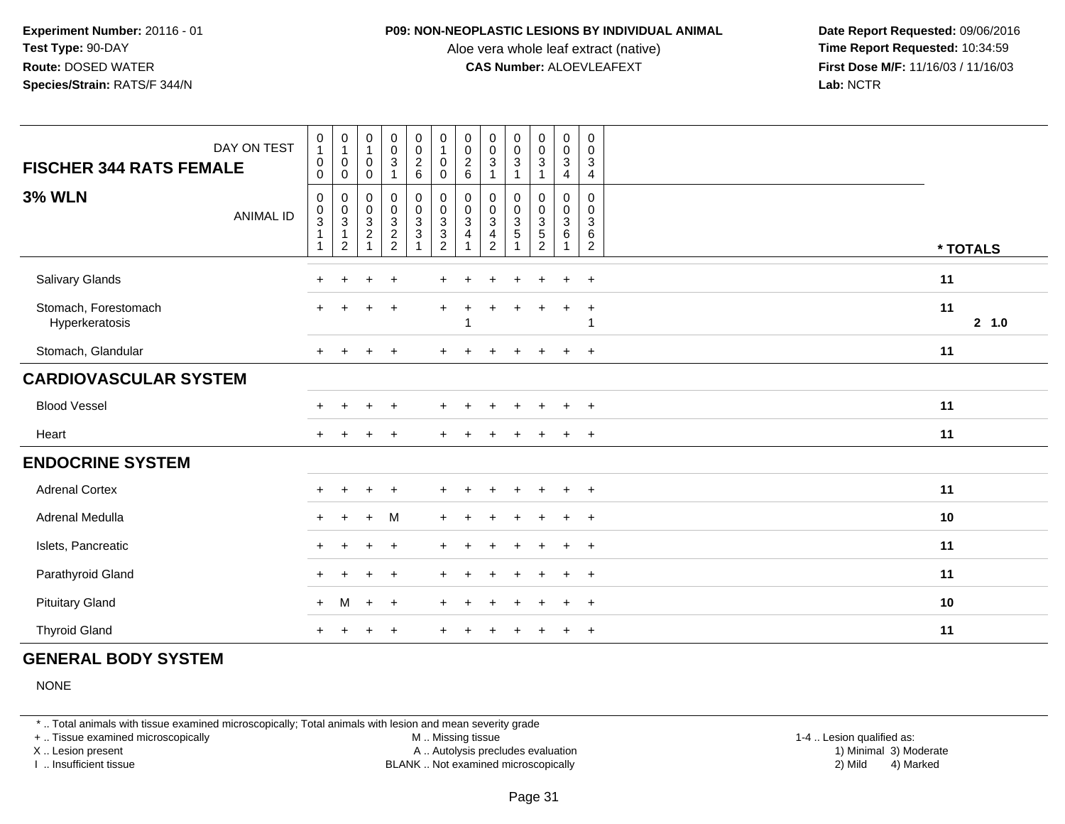Experiment Number: 20116 - 01
Test Type: 90-DAY
Route: DOSED WATER
Species/Strain: RATS/F 344/N

**P09: NON-NEOPLASTIC LESIONS BY INDIVIDUAL ANIMAL**
Aloe vera whole leaf extract (native)
**CAS Number:** ALOEVLEAFEXT

Date Report Requested: 09/06/2016
Time Report Requested: 10:34:59
First Dose M/F: 11/16/03 / 11/16/03
Lab: NCTR

| DAY ON TEST | 0100 | 0100 | 0100 | 0031 | 0026 | 0100 | 0026 | 0031 | 0031 | 0031 | 0034 | 0034 | |
|---|---|---|---|---|---|---|---|---|---|---|---|---|---|
| **FISCHER 344 RATS FEMALE** | | | | | | | | | | | | | |
| **3% WLN** ANIMAL ID | 00311 | 00312 | 00321 | 00322 | 00331 | 00332 | 00341 | 00342 | 00351 | 00352 | 00361 | 00362 | *** TOTALS** |
| Salivary Glands | + | + | + | + | | + | + | + | + | + | + | + | 11 |
| Stomach, Forestomach | + | + | + | + | | + | + | + | + | + | + | + | 11 |
| Hyperkeratosis | | | | | | | 1 | | | | | 1 | 2 1.0 |
| Stomach, Glandular | + | + | + | + | | + | + | + | + | + | + | + | 11 |
| **CARDIOVASCULAR SYSTEM** | | | | | | | | | | | | | |
| Blood Vessel | + | + | + | + | | + | + | + | + | + | + | + | 11 |
| Heart | + | + | + | + | | + | + | + | + | + | + | + | 11 |
| **ENDOCRINE SYSTEM** | | | | | | | | | | | | | |
| Adrenal Cortex | + | + | + | + | | + | + | + | + | + | + | + | 11 |
| Adrenal Medulla | + | + | + | M | | + | + | + | + | + | + | + | 10 |
| Islets, Pancreatic | + | + | + | + | | + | + | + | + | + | + | + | 11 |
| Parathyroid Gland | + | + | + | + | | + | + | + | + | + | + | + | 11 |
| Pituitary Gland | + | M | + | + | | + | + | + | + | + | + | + | 10 |
| Thyroid Gland | + | + | + | + | | + | + | + | + | + | + | + | 11 |

## GENERAL BODY SYSTEM

NONE

\* .. Total animals with tissue examined microscopically; Total animals with lesion and mean severity grade
\+ .. Tissue examined microscopically
X .. Lesion present
I .. Insufficient tissue
M .. Missing tissue
A .. Autolysis precludes evaluation
BLANK .. Not examined microscopically
1-4 .. Lesion qualified as:
1) Minimal 3) Moderate
2) Mild 4) Marked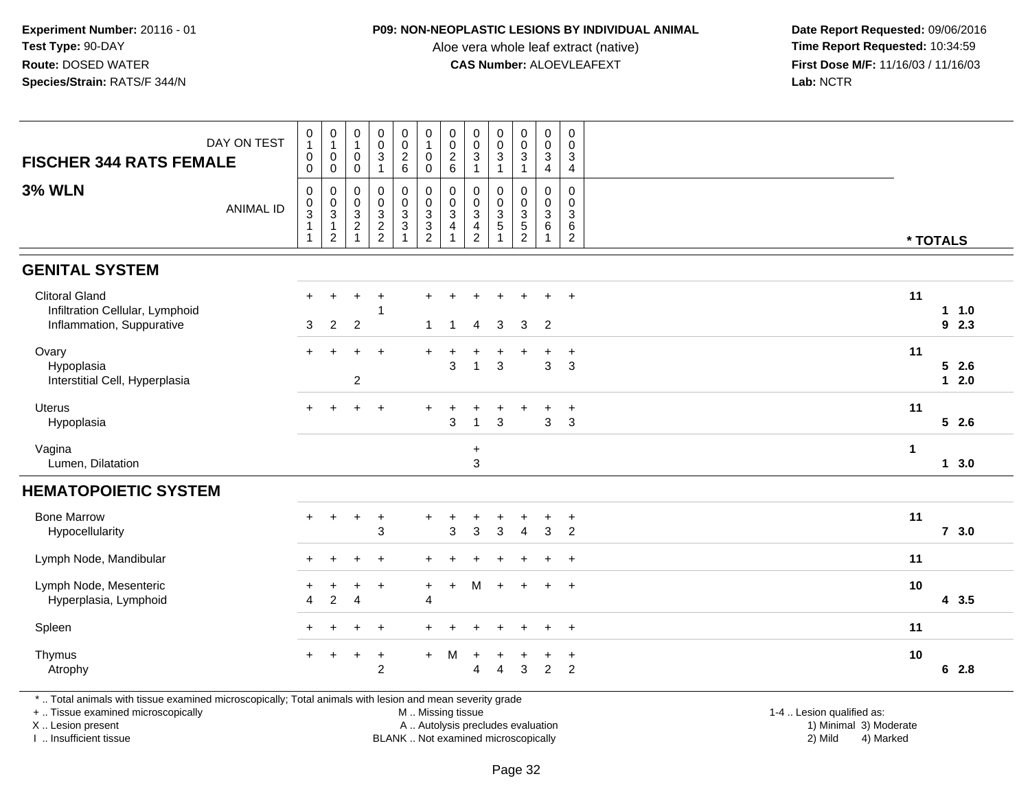**Experiment Number:** 20116 - 01
**Test Type:** 90-DAY
**Route:** DOSED WATER
**Species/Strain:** RATS/F 344/N

**P09: NON-NEOPLASTIC LESIONS BY INDIVIDUAL ANIMAL**
Aloe vera whole leaf extract (native)
**CAS Number:** ALOEVLEAFEXT

**Date Report Requested:** 09/06/2016
**Time Report Requested:** 10:34:59
**First Dose M/F:** 11/16/03 / 11/16/03
**Lab:** NCTR

## FISCHER 344 RATS FEMALE

## 3% WLN

| DAY ON TEST | 0100 | 0100 | 0100 | 0031 | 0026 | 0100 | 0026 | 0031 | 0031 | 0031 | 0034 | 0034 | * TOTALS | |
|---|---|---|---|---|---|---|---|---|---|---|---|---|---|---|
| ANIMAL ID | 00311 | 00312 | 00321 | 00322 | 00331 | 00332 | 00341 | 00342 | 00351 | 00352 | 00361 | 00362 | | |
| **GENITAL SYSTEM** | | | | | | | | | | | | | | |
| Clitoral Gland | + | + | + | + | | + | + | + | + | + | + | + | 11 | |
| Infiltration Cellular, Lymphoid | | | | 1 | | | | | | | | | | 1 1.0 |
| Inflammation, Suppurative | 3 | 2 | 2 | | | 1 | 1 | 4 | 3 | 3 | 2 | | | 9 2.3 |
| Ovary | + | + | + | + | | + | + | + | + | + | + | + | 11 | |
| Hypoplasia | | | | | | | 3 | 1 | 3 | | 3 | 3 | | 5 2.6 |
| Interstitial Cell, Hyperplasia | | | 2 | | | | | | | | | | | 1 2.0 |
| Uterus | + | + | + | + | | + | + | + | + | + | + | + | 11 | |
| Hypoplasia | | | | | | | 3 | 1 | 3 | | 3 | 3 | | 5 2.6 |
| Vagina | | | | | | | | + | | | | | 1 | |
| Lumen, Dilatation | | | | | | | | 3 | | | | | | 1 3.0 |
| **HEMATOPOIETIC SYSTEM** | | | | | | | | | | | | | | |
| Bone Marrow | + | + | + | + | | + | + | + | + | + | + | + | 11 | |
| Hypocellularity | | | | 3 | | | 3 | 3 | 3 | 4 | 3 | 2 | | 7 3.0 |
| Lymph Node, Mandibular | + | + | + | + | | + | + | + | + | + | + | + | 11 | |
| Lymph Node, Mesenteric | + | + | + | + | | + | + | M | + | + | + | + | 10 | |
| Hyperplasia, Lymphoid | 4 | 2 | 4 | | | 4 | | | | | | | | 4 3.5 |
| Spleen | + | + | + | + | | + | + | + | + | + | + | + | 11 | |
| Thymus | + | + | + | + | | + | M | + | + | + | + | + | 10 | |
| Atrophy | | | | 2 | | | | 4 | 4 | 3 | 2 | 2 | | 6 2.8 |

\* .. Total animals with tissue examined microscopically; Total animals with lesion and mean severity grade
+ .. Tissue examined microscopically
X .. Lesion present
I .. Insufficient tissue

M .. Missing tissue
A .. Autolysis precludes evaluation
BLANK .. Not examined microscopically

1-4 .. Lesion qualified as:
1) Minimal 3) Moderate
2) Mild 4) Marked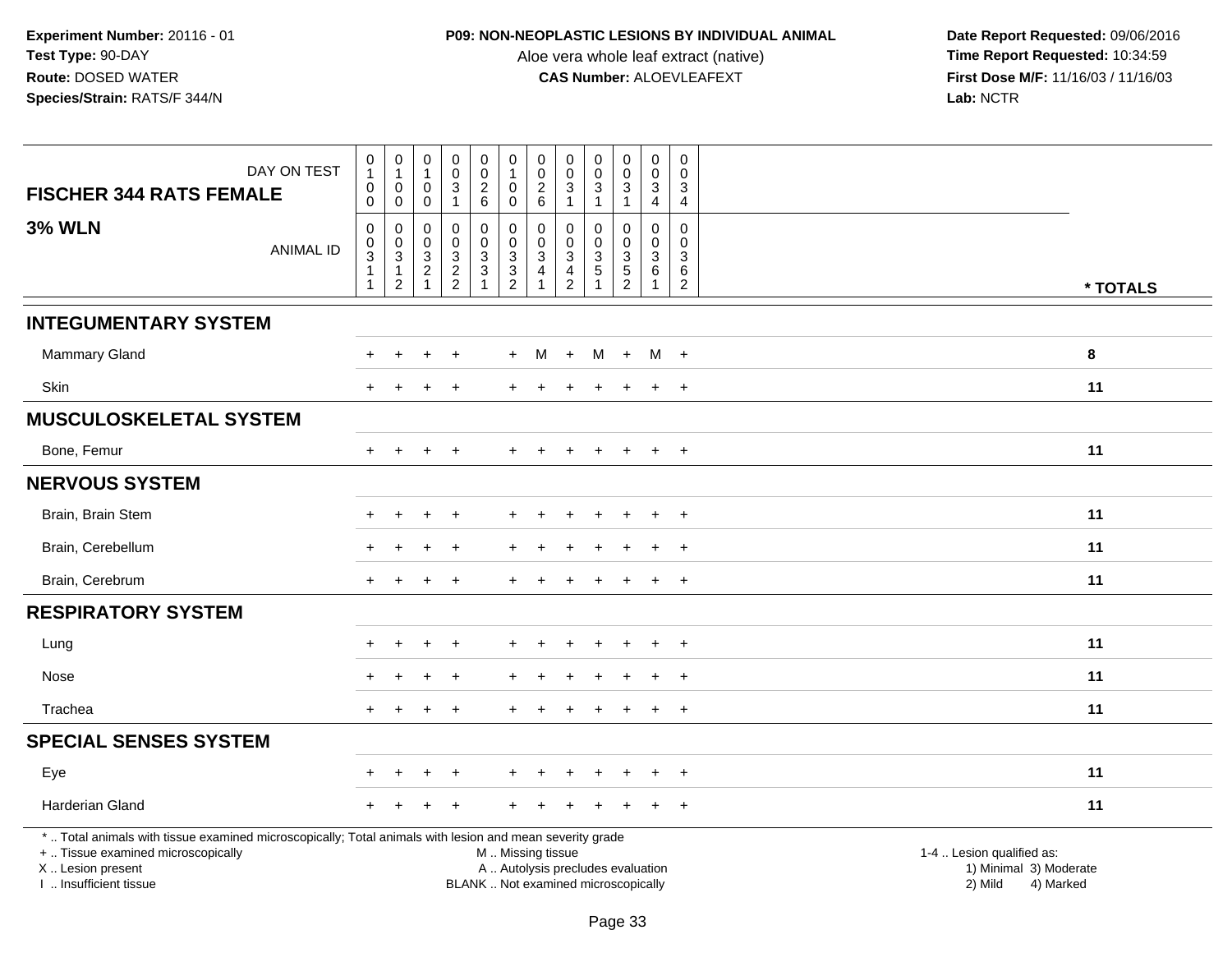**Experiment Number:** 20116 - 01
**Test Type:** 90-DAY
**Route:** DOSED WATER
**Species/Strain:** RATS/F 344/N

**P09: NON-NEOPLASTIC LESIONS BY INDIVIDUAL ANIMAL**
Aloe vera whole leaf extract (native)
**CAS Number:** ALOEVLEAFEXT

**Date Report Requested:** 09/06/2016
**Time Report Requested:** 10:34:59
**First Dose M/F:** 11/16/03 / 11/16/03
**Lab:** NCTR

| FISCHER 344 RATS FEMALE — DAY ON TEST | 0100 | 0100 | 0100 | 0031 | 0026 | 0100 | 0026 | 0031 | 0031 | 0031 | 0034 | 0034 | |
|---|---|---|---|---|---|---|---|---|---|---|---|---|---|
| **3% WLN** — ANIMAL ID | 00311 | 00312 | 00321 | 00322 | 00331 | 00332 | 00341 | 00342 | 00351 | 00352 | 00361 | 00362 | * TOTALS |
| **INTEGUMENTARY SYSTEM** | | | | | | | | | | | | | |
| Mammary Gland | + | + | + | + | | + | M | + | M | + | M | + | 8 |
| Skin | + | + | + | + | | + | + | + | + | + | + | + | 11 |
| **MUSCULOSKELETAL SYSTEM** | | | | | | | | | | | | | |
| Bone, Femur | + | + | + | + | | + | + | + | + | + | + | + | 11 |
| **NERVOUS SYSTEM** | | | | | | | | | | | | | |
| Brain, Brain Stem | + | + | + | + | | + | + | + | + | + | + | + | 11 |
| Brain, Cerebellum | + | + | + | + | | + | + | + | + | + | + | + | 11 |
| Brain, Cerebrum | + | + | + | + | | + | + | + | + | + | + | + | 11 |
| **RESPIRATORY SYSTEM** | | | | | | | | | | | | | |
| Lung | + | + | + | + | | + | + | + | + | + | + | + | 11 |
| Nose | + | + | + | + | | + | + | + | + | + | + | + | 11 |
| Trachea | + | + | + | + | | + | + | + | + | + | + | + | 11 |
| **SPECIAL SENSES SYSTEM** | | | | | | | | | | | | | |
| Eye | + | + | + | + | | + | + | + | + | + | + | + | 11 |
| Harderian Gland | + | + | + | + | | + | + | + | + | + | + | + | 11 |

* .. Total animals with tissue examined microscopically; Total animals with lesion and mean severity grade
+ .. Tissue examined microscopically
X .. Lesion present
I .. Insufficient tissue

M .. Missing tissue
A .. Autolysis precludes evaluation
BLANK .. Not examined microscopically

1-4 .. Lesion qualified as:
1) Minimal 3) Moderate
2) Mild 4) Marked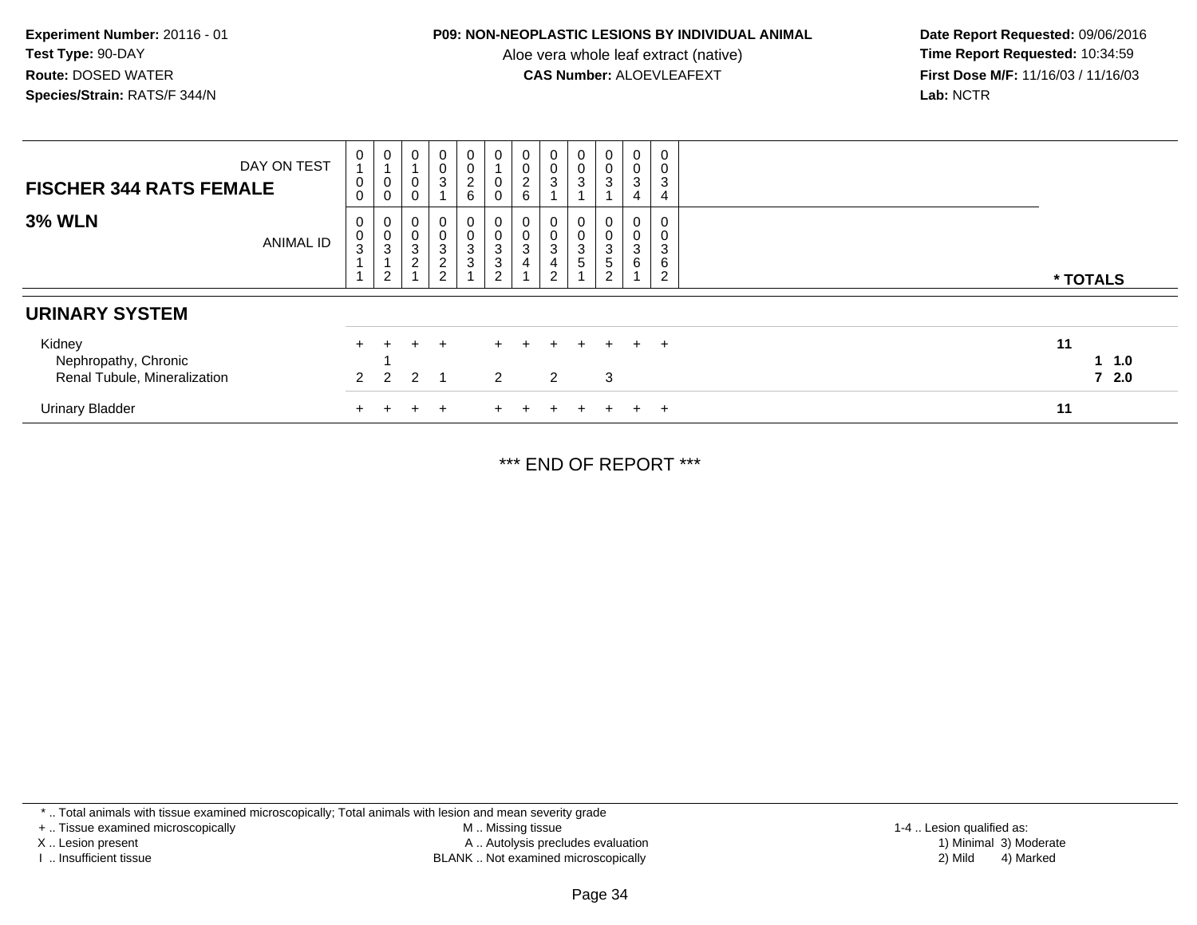**Experiment Number:** 20116 - 01
**Test Type:** 90-DAY
**Route:** DOSED WATER
**Species/Strain:** RATS/F 344/N

**P09: NON-NEOPLASTIC LESIONS BY INDIVIDUAL ANIMAL**
Aloe vera whole leaf extract (native)
**CAS Number:** ALOEVLEAFEXT

**Date Report Requested:** 09/06/2016
**Time Report Requested:** 10:34:59
**First Dose M/F:** 11/16/03 / 11/16/03
**Lab:** NCTR

| FISCHER 344 RATS FEMALE — DAY ON TEST | 0100 | 0100 | 0100 | 0031 | 0026 | 0100 | 0026 | 0031 | 0031 | 0031 | 0034 | 0034 | |
|---|---|---|---|---|---|---|---|---|---|---|---|---|---|
| **3% WLN** — ANIMAL ID | 00311 | 00312 | 00321 | 00322 | 00331 | 00332 | 00341 | 00342 | 00351 | 00352 | 00361 | 00362 | * TOTALS |
| **URINARY SYSTEM** | | | | | | | | | | | | | |
| Kidney | + | + | + | + | | + | + | + | + | + | + | + | 11 |
| Nephropathy, Chronic | | 1 | | | | | | | | | | | 1 1.0 |
| Renal Tubule, Mineralization | 2 | 2 | 2 | 1 | | 2 | | 2 | | 3 | | | 7 2.0 |
| Urinary Bladder | + | + | + | + | | + | + | + | + | + | + | + | 11 |

*** END OF REPORT ***

* .. Total animals with tissue examined microscopically; Total animals with lesion and mean severity grade
+ .. Tissue examined microscopically
X .. Lesion present
I .. Insufficient tissue
M .. Missing tissue
A .. Autolysis precludes evaluation
BLANK .. Not examined microscopically
1-4 .. Lesion qualified as:
1) Minimal 3) Moderate
2) Mild 4) Marked